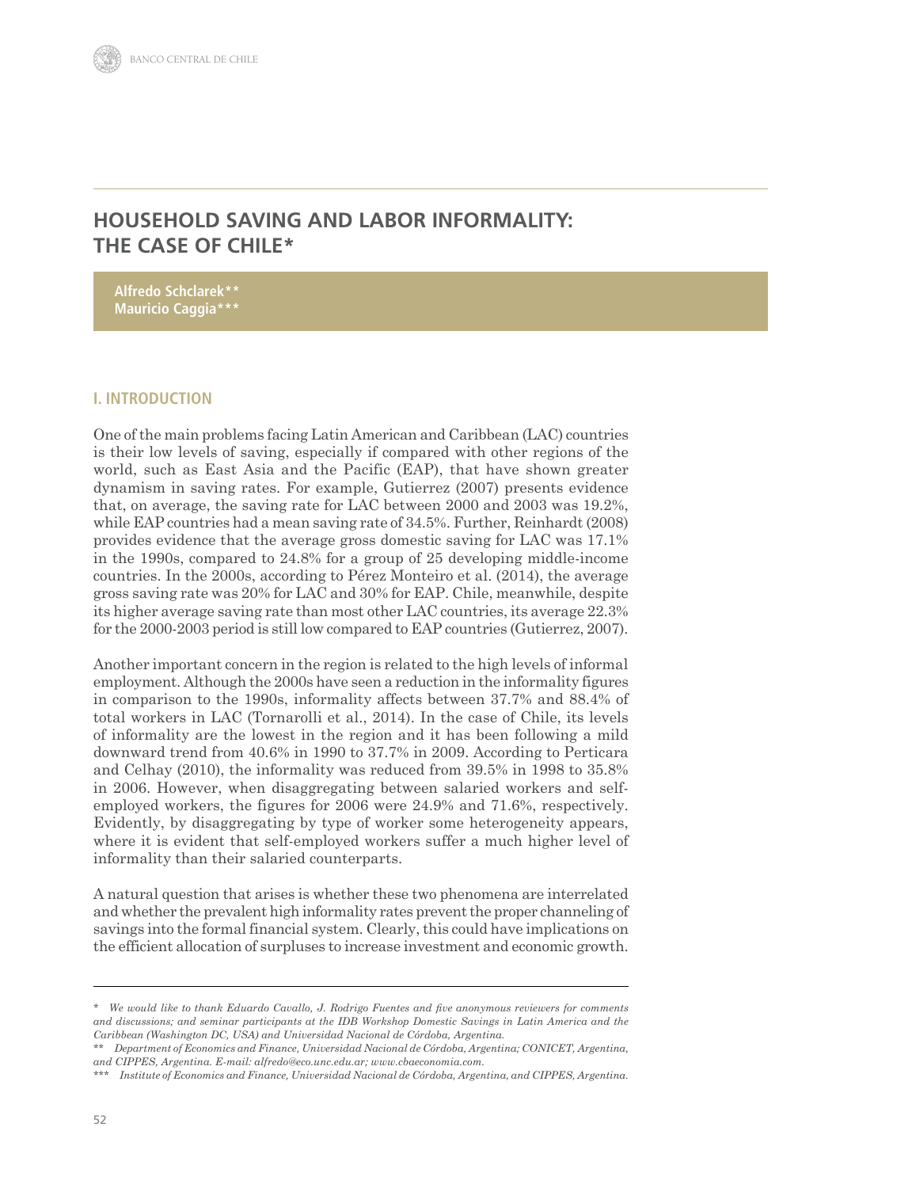# HOUSEHOLD SAVING AND LABOR INFORMALITY: THE CASE OF CHILE*

**Alfredo Schclarek****
**Mauricio Caggia*****

## I. INTRODUCTION

One of the main problems facing Latin American and Caribbean (LAC) countries is their low levels of saving, especially if compared with other regions of the world, such as East Asia and the Pacific (EAP), that have shown greater dynamism in saving rates. For example, Gutierrez (2007) presents evidence that, on average, the saving rate for LAC between 2000 and 2003 was 19.2%, while EAP countries had a mean saving rate of 34.5%. Further, Reinhardt (2008) provides evidence that the average gross domestic saving for LAC was 17.1% in the 1990s, compared to 24.8% for a group of 25 developing middle-income countries. In the 2000s, according to Pérez Monteiro et al. (2014), the average gross saving rate was 20% for LAC and 30% for EAP. Chile, meanwhile, despite its higher average saving rate than most other LAC countries, its average 22.3% for the 2000-2003 period is still low compared to EAP countries (Gutierrez, 2007).

Another important concern in the region is related to the high levels of informal employment. Although the 2000s have seen a reduction in the informality figures in comparison to the 1990s, informality affects between 37.7% and 88.4% of total workers in LAC (Tornarolli et al., 2014). In the case of Chile, its levels of informality are the lowest in the region and it has been following a mild downward trend from 40.6% in 1990 to 37.7% in 2009. According to Perticara and Celhay (2010), the informality was reduced from 39.5% in 1998 to 35.8% in 2006. However, when disaggregating between salaried workers and self-employed workers, the figures for 2006 were 24.9% and 71.6%, respectively. Evidently, by disaggregating by type of worker some heterogeneity appears, where it is evident that self-employed workers suffer a much higher level of informality than their salaried counterparts.

A natural question that arises is whether these two phenomena are interrelated and whether the prevalent high informality rates prevent the proper channeling of savings into the formal financial system. Clearly, this could have implications on the efficient allocation of surpluses to increase investment and economic growth.

---

\* *We would like to thank Eduardo Cavallo, J. Rodrigo Fuentes and five anonymous reviewers for comments and discussions; and seminar participants at the IDB Workshop Domestic Savings in Latin America and the Caribbean (Washington DC, USA) and Universidad Nacional de Córdoba, Argentina.*

\*\* *Department of Economics and Finance, Universidad Nacional de Córdoba, Argentina; CONICET, Argentina, and CIPPES, Argentina. E-mail: alfredo@eco.unc.edu.ar; www.cbaeconomia.com.*

\*\*\* *Institute of Economics and Finance, Universidad Nacional de Córdoba, Argentina, and CIPPES, Argentina.*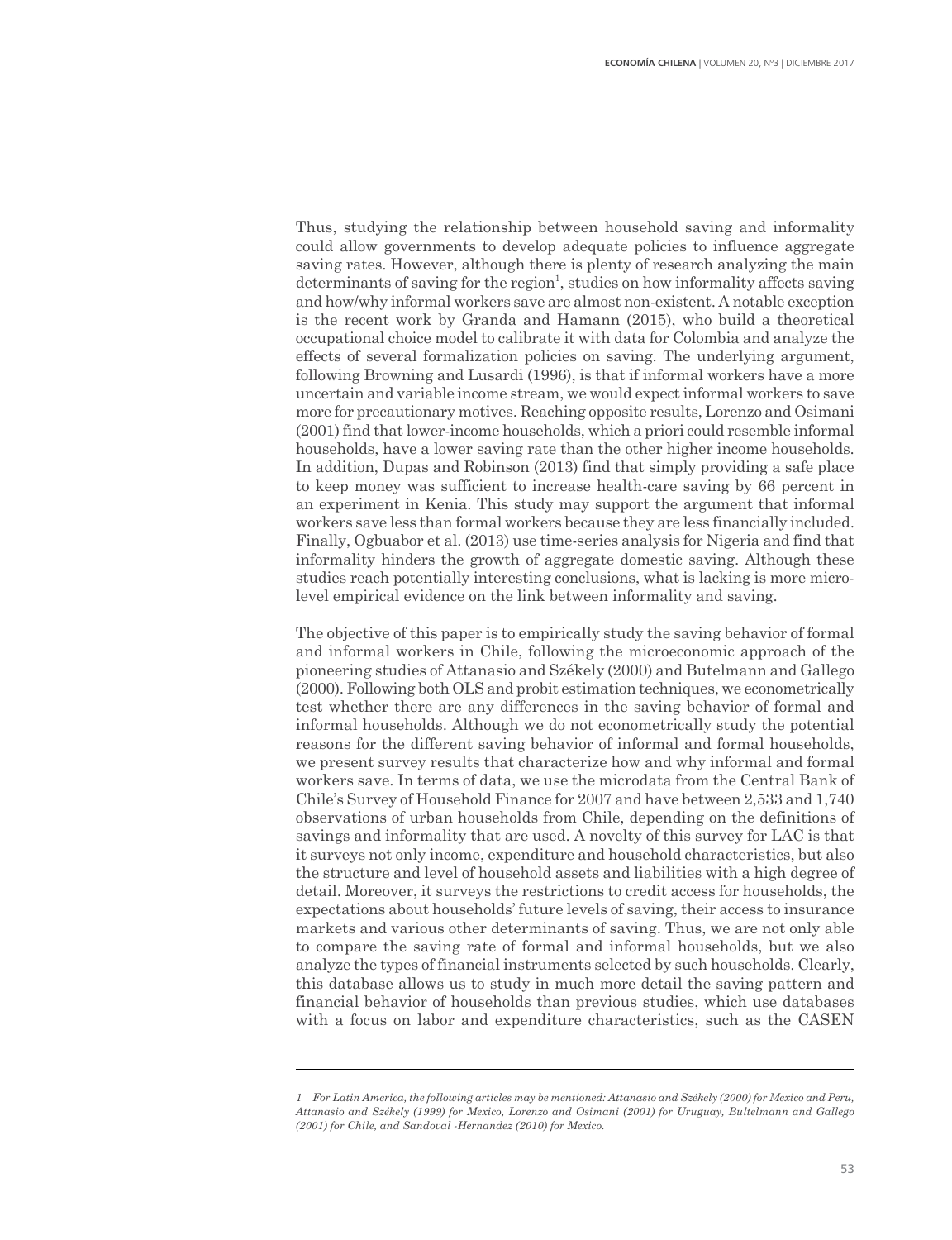Thus, studying the relationship between household saving and informality could allow governments to develop adequate policies to influence aggregate saving rates. However, although there is plenty of research analyzing the main determinants of saving for the region[1], studies on how informality affects saving and how/why informal workers save are almost non-existent. A notable exception is the recent work by Granda and Hamann (2015), who build a theoretical occupational choice model to calibrate it with data for Colombia and analyze the effects of several formalization policies on saving. The underlying argument, following Browning and Lusardi (1996), is that if informal workers have a more uncertain and variable income stream, we would expect informal workers to save more for precautionary motives. Reaching opposite results, Lorenzo and Osimani (2001) find that lower-income households, which a priori could resemble informal households, have a lower saving rate than the other higher income households. In addition, Dupas and Robinson (2013) find that simply providing a safe place to keep money was sufficient to increase health-care saving by 66 percent in an experiment in Kenia. This study may support the argument that informal workers save less than formal workers because they are less financially included. Finally, Ogbuabor et al. (2013) use time-series analysis for Nigeria and find that informality hinders the growth of aggregate domestic saving. Although these studies reach potentially interesting conclusions, what is lacking is more micro-level empirical evidence on the link between informality and saving.

The objective of this paper is to empirically study the saving behavior of formal and informal workers in Chile, following the microeconomic approach of the pioneering studies of Attanasio and Székely (2000) and Butelmann and Gallego (2000). Following both OLS and probit estimation techniques, we econometrically test whether there are any differences in the saving behavior of formal and informal households. Although we do not econometrically study the potential reasons for the different saving behavior of informal and formal households, we present survey results that characterize how and why informal and formal workers save. In terms of data, we use the microdata from the Central Bank of Chile's Survey of Household Finance for 2007 and have between 2,533 and 1,740 observations of urban households from Chile, depending on the definitions of savings and informality that are used. A novelty of this survey for LAC is that it surveys not only income, expenditure and household characteristics, but also the structure and level of household assets and liabilities with a high degree of detail. Moreover, it surveys the restrictions to credit access for households, the expectations about households' future levels of saving, their access to insurance markets and various other determinants of saving. Thus, we are not only able to compare the saving rate of formal and informal households, but we also analyze the types of financial instruments selected by such households. Clearly, this database allows us to study in much more detail the saving pattern and financial behavior of households than previous studies, which use databases with a focus on labor and expenditure characteristics, such as the CASEN

---

*1 For Latin America, the following articles may be mentioned: Attanasio and Székely (2000) for Mexico and Peru, Attanasio and Székely (1999) for Mexico, Lorenzo and Osimani (2001) for Uruguay, Bultelmann and Gallego (2001) for Chile, and Sandoval -Hernandez (2010) for Mexico.*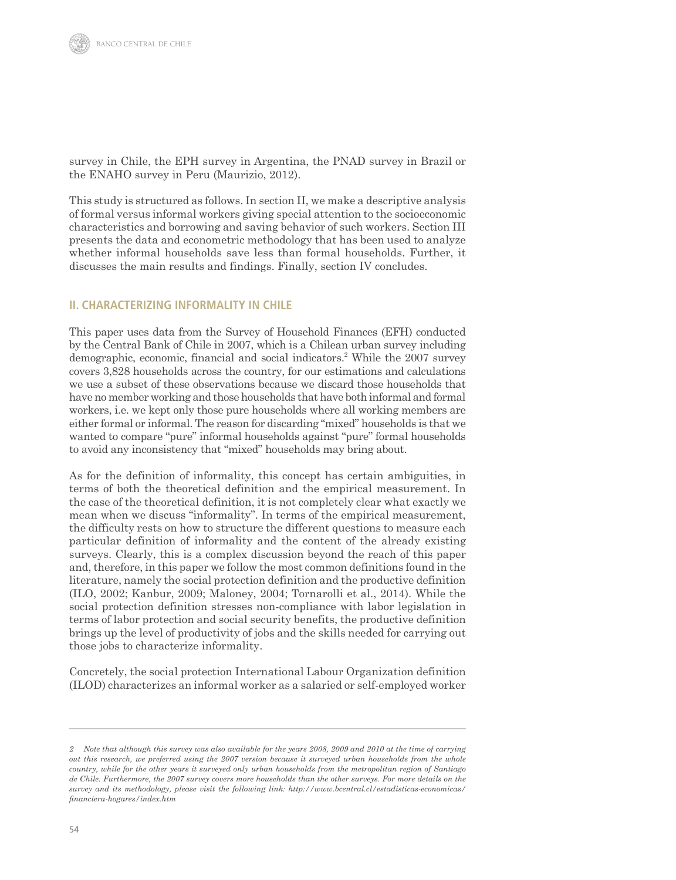survey in Chile, the EPH survey in Argentina, the PNAD survey in Brazil or the ENAHO survey in Peru (Maurizio, 2012).

This study is structured as follows. In section II, we make a descriptive analysis of formal versus informal workers giving special attention to the socioeconomic characteristics and borrowing and saving behavior of such workers. Section III presents the data and econometric methodology that has been used to analyze whether informal households save less than formal households. Further, it discusses the main results and findings. Finally, section IV concludes.

## II. CHARACTERIZING INFORMALITY IN CHILE

This paper uses data from the Survey of Household Finances (EFH) conducted by the Central Bank of Chile in 2007, which is a Chilean urban survey including demographic, economic, financial and social indicators.[2] While the 2007 survey covers 3,828 households across the country, for our estimations and calculations we use a subset of these observations because we discard those households that have no member working and those households that have both informal and formal workers, i.e. we kept only those pure households where all working members are either formal or informal. The reason for discarding "mixed" households is that we wanted to compare "pure" informal households against "pure" formal households to avoid any inconsistency that "mixed" households may bring about.

As for the definition of informality, this concept has certain ambiguities, in terms of both the theoretical definition and the empirical measurement. In the case of the theoretical definition, it is not completely clear what exactly we mean when we discuss "informality". In terms of the empirical measurement, the difficulty rests on how to structure the different questions to measure each particular definition of informality and the content of the already existing surveys. Clearly, this is a complex discussion beyond the reach of this paper and, therefore, in this paper we follow the most common definitions found in the literature, namely the social protection definition and the productive definition (ILO, 2002; Kanbur, 2009; Maloney, 2004; Tornarolli et al., 2014). While the social protection definition stresses non-compliance with labor legislation in terms of labor protection and social security benefits, the productive definition brings up the level of productivity of jobs and the skills needed for carrying out those jobs to characterize informality.

Concretely, the social protection International Labour Organization definition (ILOD) characterizes an informal worker as a salaried or self-employed worker

---

*2 Note that although this survey was also available for the years 2008, 2009 and 2010 at the time of carrying out this research, we preferred using the 2007 version because it surveyed urban households from the whole country, while for the other years it surveyed only urban households from the metropolitan region of Santiago de Chile. Furthermore, the 2007 survey covers more households than the other surveys. For more details on the survey and its methodology, please visit the following link: http://www.bcentral.cl/estadisticas-economicas/financiera-hogares/index.htm*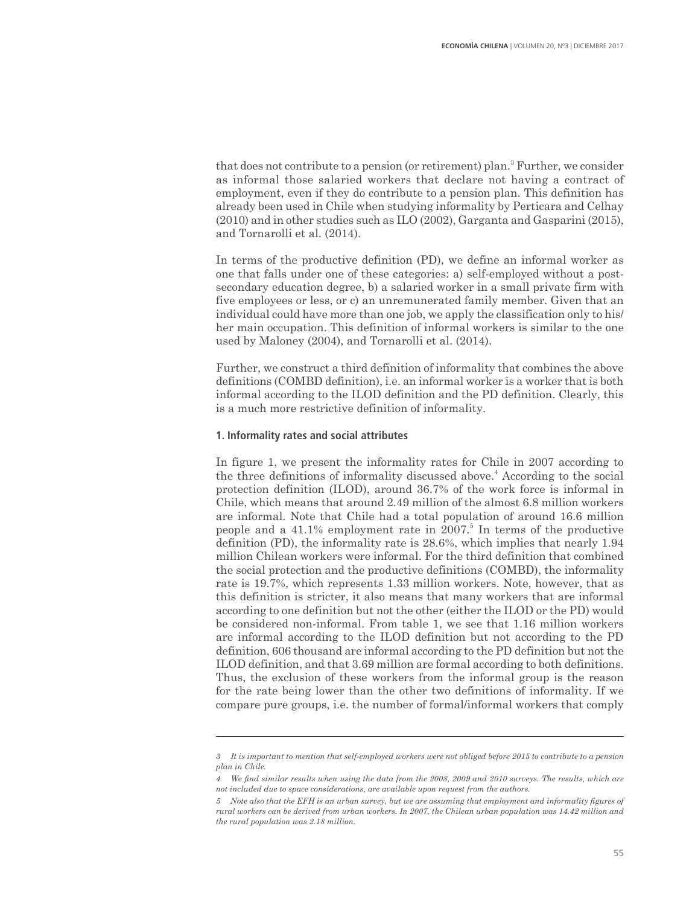that does not contribute to a pension (or retirement) plan.[3] Further, we consider as informal those salaried workers that declare not having a contract of employment, even if they do contribute to a pension plan. This definition has already been used in Chile when studying informality by Perticara and Celhay (2010) and in other studies such as ILO (2002), Garganta and Gasparini (2015), and Tornarolli et al. (2014).

In terms of the productive definition (PD), we define an informal worker as one that falls under one of these categories: a) self-employed without a post-secondary education degree, b) a salaried worker in a small private firm with five employees or less, or c) an unremunerated family member. Given that an individual could have more than one job, we apply the classification only to his/her main occupation. This definition of informal workers is similar to the one used by Maloney (2004), and Tornarolli et al. (2014).

Further, we construct a third definition of informality that combines the above definitions (COMBD definition), i.e. an informal worker is a worker that is both informal according to the ILOD definition and the PD definition. Clearly, this is a much more restrictive definition of informality.

### 1. Informality rates and social attributes

In figure 1, we present the informality rates for Chile in 2007 according to the three definitions of informality discussed above.[4] According to the social protection definition (ILOD), around 36.7% of the work force is informal in Chile, which means that around 2.49 million of the almost 6.8 million workers are informal. Note that Chile had a total population of around 16.6 million people and a 41.1% employment rate in 2007.[5] In terms of the productive definition (PD), the informality rate is 28.6%, which implies that nearly 1.94 million Chilean workers were informal. For the third definition that combined the social protection and the productive definitions (COMBD), the informality rate is 19.7%, which represents 1.33 million workers. Note, however, that as this definition is stricter, it also means that many workers that are informal according to one definition but not the other (either the ILOD or the PD) would be considered non-informal. From table 1, we see that 1.16 million workers are informal according to the ILOD definition but not according to the PD definition, 606 thousand are informal according to the PD definition but not the ILOD definition, and that 3.69 million are formal according to both definitions. Thus, the exclusion of these workers from the informal group is the reason for the rate being lower than the other two definitions of informality. If we compare pure groups, i.e. the number of formal/informal workers that comply

---

*3 It is important to mention that self-employed workers were not obliged before 2015 to contribute to a pension plan in Chile.*

*4 We find similar results when using the data from the 2008, 2009 and 2010 surveys. The results, which are not included due to space considerations, are available upon request from the authors.*

*5 Note also that the EFH is an urban survey, but we are assuming that employment and informality figures of rural workers can be derived from urban workers. In 2007, the Chilean urban population was 14.42 million and the rural population was 2.18 million.*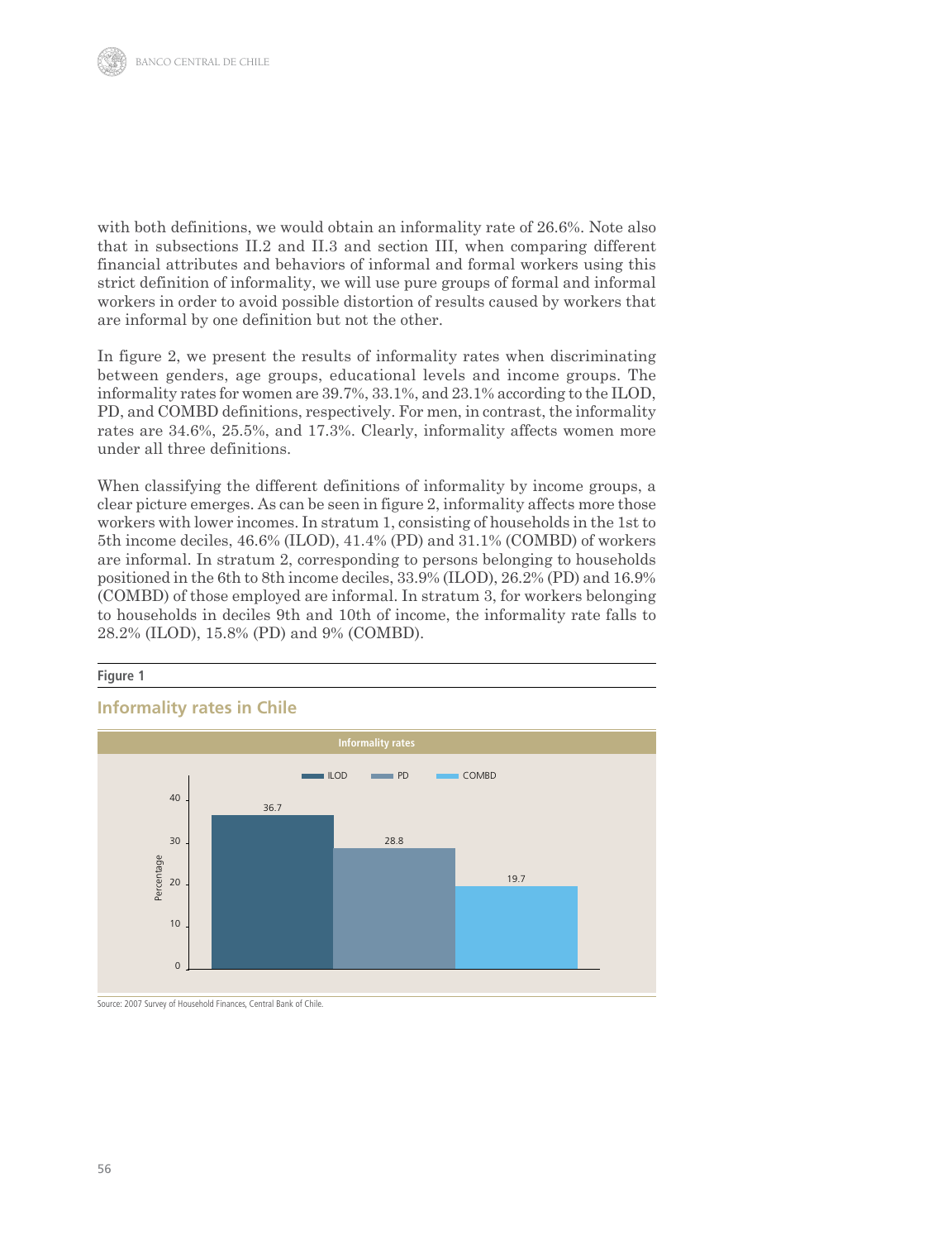with both definitions, we would obtain an informality rate of 26.6%. Note also that in subsections II.2 and II.3 and section III, when comparing different financial attributes and behaviors of informal and formal workers using this strict definition of informality, we will use pure groups of formal and informal workers in order to avoid possible distortion of results caused by workers that are informal by one definition but not the other.

In figure 2, we present the results of informality rates when discriminating between genders, age groups, educational levels and income groups. The informality rates for women are 39.7%, 33.1%, and 23.1% according to the ILOD, PD, and COMBD definitions, respectively. For men, in contrast, the informality rates are 34.6%, 25.5%, and 17.3%. Clearly, informality affects women more under all three definitions.

When classifying the different definitions of informality by income groups, a clear picture emerges. As can be seen in figure 2, informality affects more those workers with lower incomes. In stratum 1, consisting of households in the 1st to 5th income deciles, 46.6% (ILOD), 41.4% (PD) and 31.1% (COMBD) of workers are informal. In stratum 2, corresponding to persons belonging to households positioned in the 6th to 8th income deciles, 33.9% (ILOD), 26.2% (PD) and 16.9% (COMBD) of those employed are informal. In stratum 3, for workers belonging to households in deciles 9th and 10th of income, the informality rate falls to 28.2% (ILOD), 15.8% (PD) and 9% (COMBD).

**Figure 1**

## Informality rates in Chile

Informality rates

ILOD PD COMBD

Percentage

0 10 20 30 40

36.7

28.8

19.7

Source: 2007 Survey of Household Finances, Central Bank of Chile.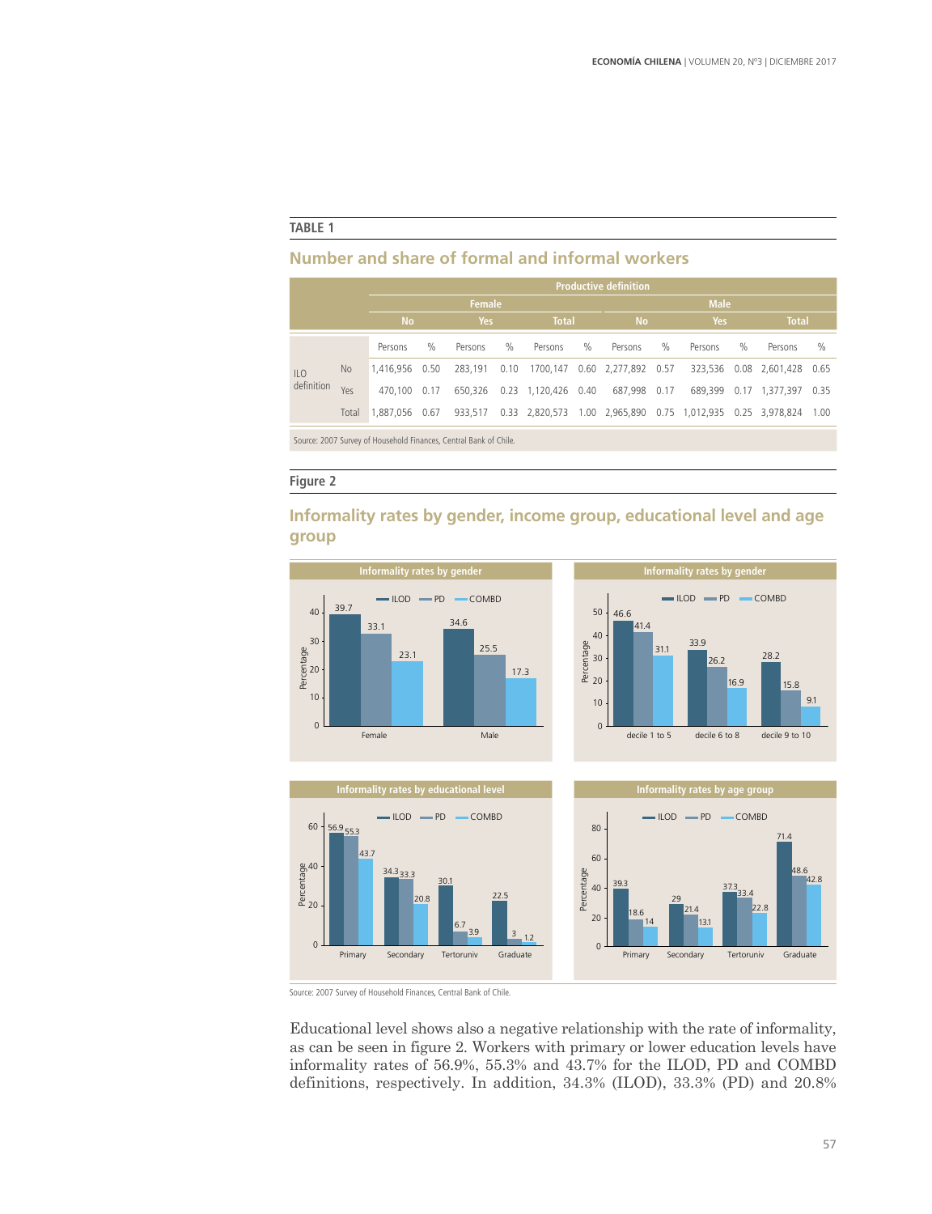**TABLE 1**

## Number and share of formal and informal workers

| | | Productive definition | | | | | | | | | | | |
|---|---|---|---|---|---|---|---|---|---|---|---|---|---|
| | | Female | | | | | | Male | | | | | |
| | | No | | Yes | | Total | | No | | Yes | | Total | |
| | | Persons | % | Persons | % | Persons | % | Persons | % | Persons | % | Persons | % |
| ILO definition | No | 1,416,956 | 0.50 | 283,191 | 0.10 | 1700,147 | 0.60 | 2,277,892 | 0.57 | 323,536 | 0.08 | 2,601,428 | 0.65 |
| | Yes | 470,100 | 0.17 | 650,326 | 0.23 | 1,120,426 | 0.40 | 687,998 | 0.17 | 689,399 | 0.17 | 1,377,397 | 0.35 |
| | Total | 1,887,056 | 0.67 | 933,517 | 0.33 | 2,820,573 | 1.00 | 2,965,890 | 0.75 | 1,012,935 | 0.25 | 3,978,824 | 1.00 |

Source: 2007 Survey of Household Finances, Central Bank of Chile.

**Figure 2**

## Informality rates by gender, income group, educational level and age group

Informality rates by gender

ILOD PD COMBD

Percentage

40 30 20 10 0

39.7 33.1 23.1 34.6 25.5 17.3

Female Male

Informality rates by gender

ILOD PD COMBD

Percentage

50 40 30 20 10 0

46.6 41.4 31.1 33.9 26.2 16.9 28.2 15.8 9.1

decile 1 to 5 decile 6 to 8 decile 9 to 10

Informality rates by educational level

ILOD PD COMBD

Percentage

60 40 20 0

56.9 55.3 43.7 34.3 33.3 20.8 30.1 6.7 3.9 22.5 3 1.2

Primary Secondary Tertoruniv Graduate

Informality rates by age group

ILOD PD COMBD

Percentage

80 60 40 20 0

39.3 18.6 14 29 21.4 13.1 37.3 33.4 22.8 71.4 48.6 42.8

Primary Secondary Tertoruniv Graduate

Source: 2007 Survey of Household Finances, Central Bank of Chile.

Educational level shows also a negative relationship with the rate of informality, as can be seen in figure 2. Workers with primary or lower education levels have informality rates of 56.9%, 55.3% and 43.7% for the ILOD, PD and COMBD definitions, respectively. In addition, 34.3% (ILOD), 33.3% (PD) and 20.8%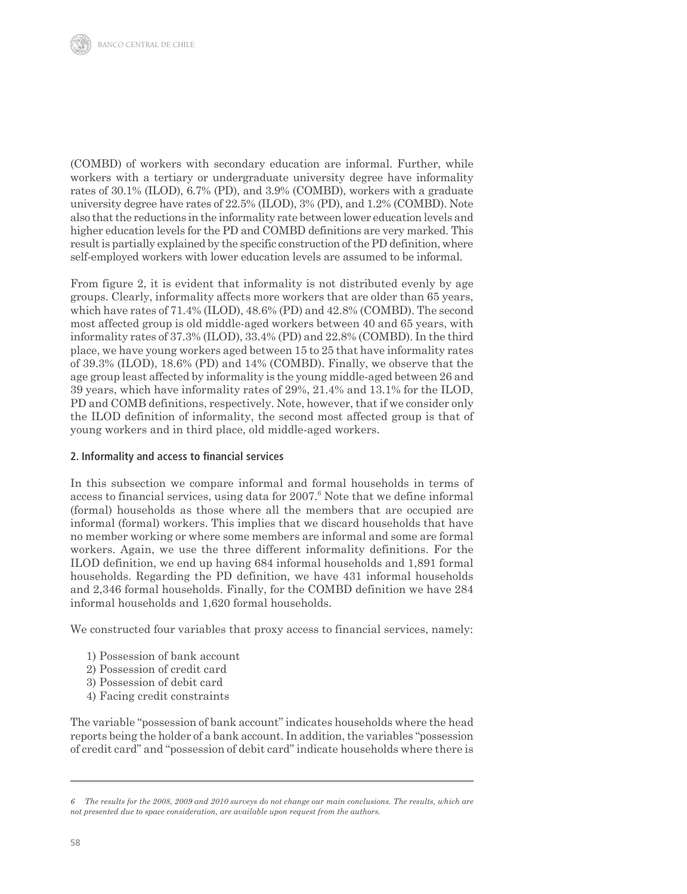(COMBD) of workers with secondary education are informal. Further, while workers with a tertiary or undergraduate university degree have informality rates of 30.1% (ILOD), 6.7% (PD), and 3.9% (COMBD), workers with a graduate university degree have rates of 22.5% (ILOD), 3% (PD), and 1.2% (COMBD). Note also that the reductions in the informality rate between lower education levels and higher education levels for the PD and COMBD definitions are very marked. This result is partially explained by the specific construction of the PD definition, where self-employed workers with lower education levels are assumed to be informal.

From figure 2, it is evident that informality is not distributed evenly by age groups. Clearly, informality affects more workers that are older than 65 years, which have rates of 71.4% (ILOD), 48.6% (PD) and 42.8% (COMBD). The second most affected group is old middle-aged workers between 40 and 65 years, with informality rates of 37.3% (ILOD), 33.4% (PD) and 22.8% (COMBD). In the third place, we have young workers aged between 15 to 25 that have informality rates of 39.3% (ILOD), 18.6% (PD) and 14% (COMBD). Finally, we observe that the age group least affected by informality is the young middle-aged between 26 and 39 years, which have informality rates of 29%, 21.4% and 13.1% for the ILOD, PD and COMB definitions, respectively. Note, however, that if we consider only the ILOD definition of informality, the second most affected group is that of young workers and in third place, old middle-aged workers.

### 2. Informality and access to financial services

In this subsection we compare informal and formal households in terms of access to financial services, using data for 2007.[6] Note that we define informal (formal) households as those where all the members that are occupied are informal (formal) workers. This implies that we discard households that have no member working or where some members are informal and some are formal workers. Again, we use the three different informality definitions. For the ILOD definition, we end up having 684 informal households and 1,891 formal households. Regarding the PD definition, we have 431 informal households and 2,346 formal households. Finally, for the COMBD definition we have 284 informal households and 1,620 formal households.

We constructed four variables that proxy access to financial services, namely:

1) Possession of bank account
2) Possession of credit card
3) Possession of debit card
4) Facing credit constraints

The variable "possession of bank account" indicates households where the head reports being the holder of a bank account. In addition, the variables "possession of credit card" and "possession of debit card" indicate households where there is

---

*6 The results for the 2008, 2009 and 2010 surveys do not change our main conclusions. The results, which are not presented due to space consideration, are available upon request from the authors.*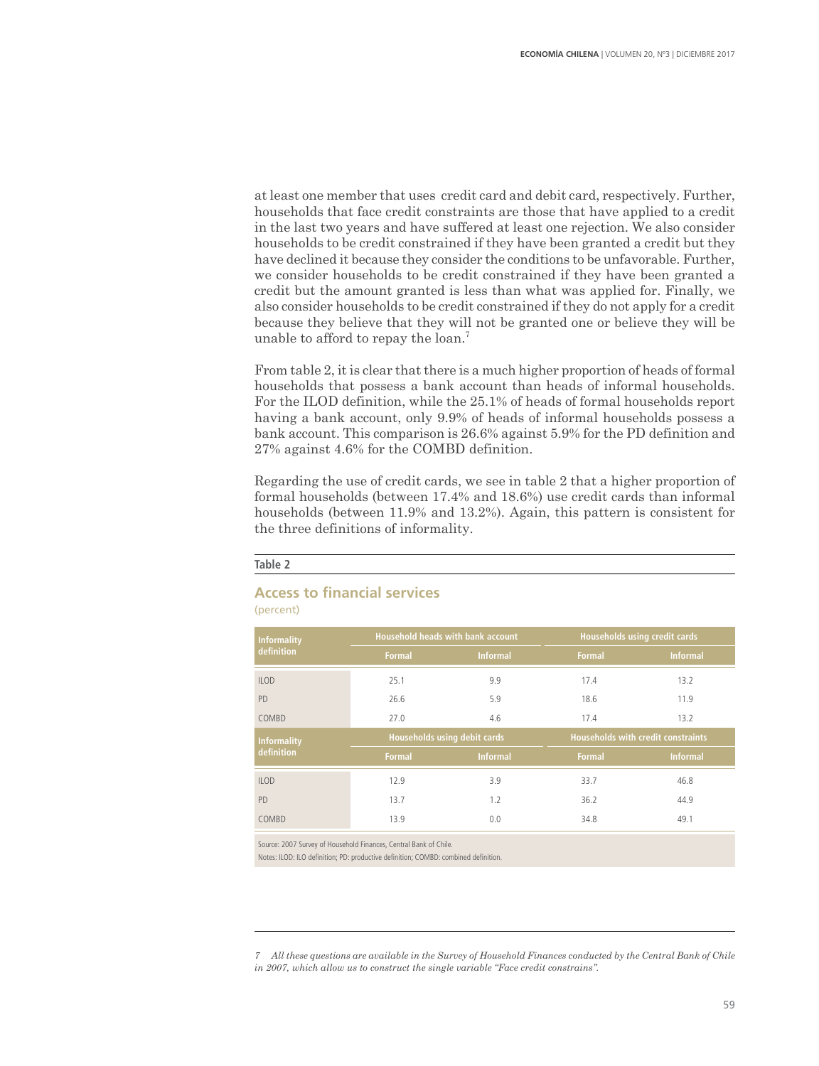at least one member that uses credit card and debit card, respectively. Further, households that face credit constraints are those that have applied to a credit in the last two years and have suffered at least one rejection. We also consider households to be credit constrained if they have been granted a credit but they have declined it because they consider the conditions to be unfavorable. Further, we consider households to be credit constrained if they have been granted a credit but the amount granted is less than what was applied for. Finally, we also consider households to be credit constrained if they do not apply for a credit because they believe that they will not be granted one or believe they will be unable to afford to repay the loan.[7]

From table 2, it is clear that there is a much higher proportion of heads of formal households that possess a bank account than heads of informal households. For the ILOD definition, while the 25.1% of heads of formal households report having a bank account, only 9.9% of heads of informal households possess a bank account. This comparison is 26.6% against 5.9% for the PD definition and 27% against 4.6% for the COMBD definition.

Regarding the use of credit cards, we see in table 2 that a higher proportion of formal households (between 17.4% and 18.6%) use credit cards than informal households (between 11.9% and 13.2%). Again, this pattern is consistent for the three definitions of informality.

**Table 2**

## Access to financial services

(percent)

| Informality definition | Household heads with bank account | | Households using credit cards | |
|---|---|---|---|---|
| | Formal | Informal | Formal | Informal |
| ILOD | 25.1 | 9.9 | 17.4 | 13.2 |
| PD | 26.6 | 5.9 | 18.6 | 11.9 |
| COMBD | 27.0 | 4.6 | 17.4 | 13.2 |
| **Informality definition** | **Households using debit cards** | | **Households with credit constraints** | |
| | **Formal** | **Informal** | **Formal** | **Informal** |
| ILOD | 12.9 | 3.9 | 33.7 | 46.8 |
| PD | 13.7 | 1.2 | 36.2 | 44.9 |
| COMBD | 13.9 | 0.0 | 34.8 | 49.1 |

Source: 2007 Survey of Household Finances, Central Bank of Chile.
Notes: ILOD: ILO definition; PD: productive definition; COMBD: combined definition.

7 *All these questions are available in the Survey of Household Finances conducted by the Central Bank of Chile in 2007, which allow us to construct the single variable "Face credit constrains".*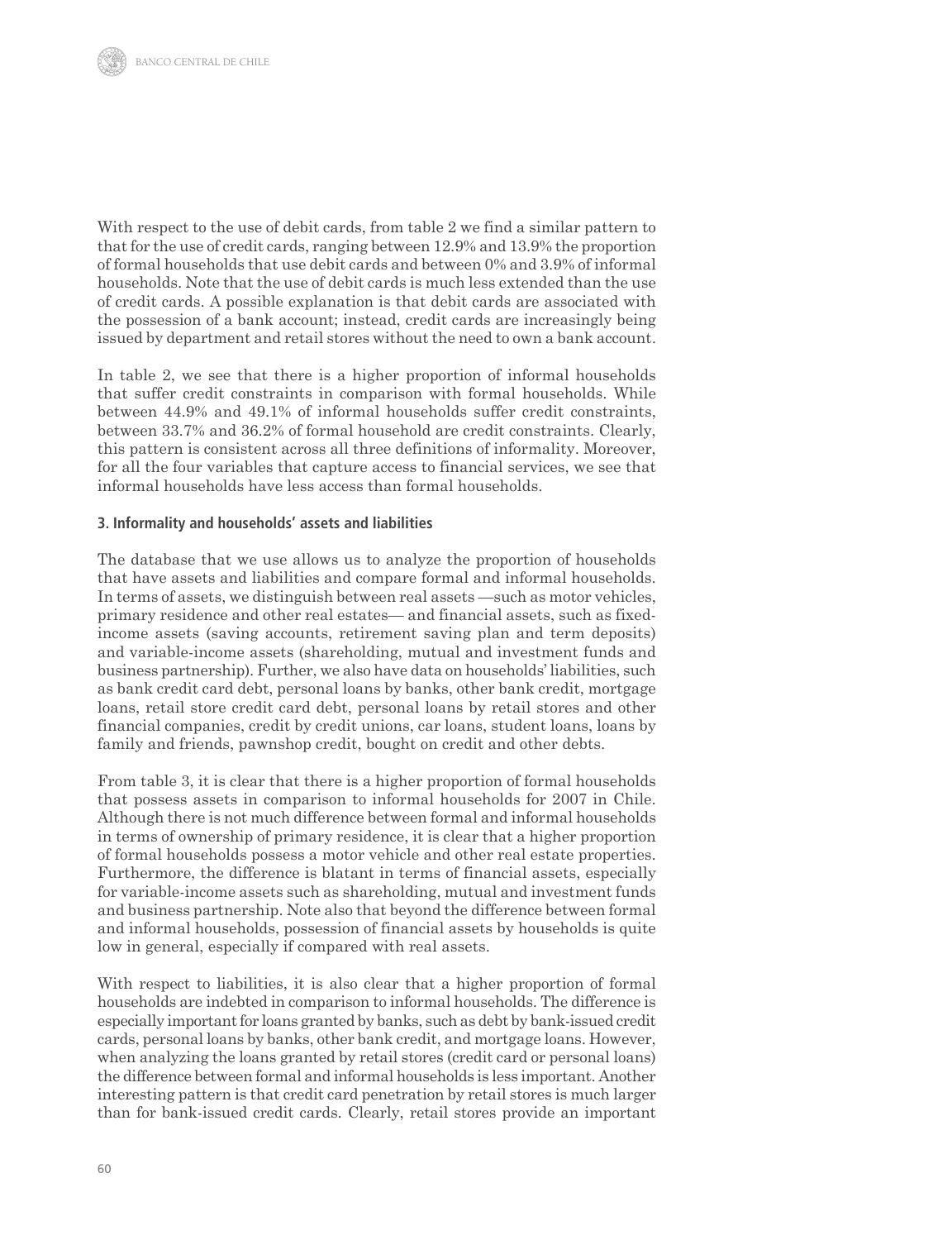With respect to the use of debit cards, from table 2 we find a similar pattern to that for the use of credit cards, ranging between 12.9% and 13.9% the proportion of formal households that use debit cards and between 0% and 3.9% of informal households. Note that the use of debit cards is much less extended than the use of credit cards. A possible explanation is that debit cards are associated with the possession of a bank account; instead, credit cards are increasingly being issued by department and retail stores without the need to own a bank account.

In table 2, we see that there is a higher proportion of informal households that suffer credit constraints in comparison with formal households. While between 44.9% and 49.1% of informal households suffer credit constraints, between 33.7% and 36.2% of formal household are credit constraints. Clearly, this pattern is consistent across all three definitions of informality. Moreover, for all the four variables that capture access to financial services, we see that informal households have less access than formal households.

### 3. Informality and households' assets and liabilities

The database that we use allows us to analyze the proportion of households that have assets and liabilities and compare formal and informal households. In terms of assets, we distinguish between real assets —such as motor vehicles, primary residence and other real estates— and financial assets, such as fixed-income assets (saving accounts, retirement saving plan and term deposits) and variable-income assets (shareholding, mutual and investment funds and business partnership). Further, we also have data on households' liabilities, such as bank credit card debt, personal loans by banks, other bank credit, mortgage loans, retail store credit card debt, personal loans by retail stores and other financial companies, credit by credit unions, car loans, student loans, loans by family and friends, pawnshop credit, bought on credit and other debts.

From table 3, it is clear that there is a higher proportion of formal households that possess assets in comparison to informal households for 2007 in Chile. Although there is not much difference between formal and informal households in terms of ownership of primary residence, it is clear that a higher proportion of formal households possess a motor vehicle and other real estate properties. Furthermore, the difference is blatant in terms of financial assets, especially for variable-income assets such as shareholding, mutual and investment funds and business partnership. Note also that beyond the difference between formal and informal households, possession of financial assets by households is quite low in general, especially if compared with real assets.

With respect to liabilities, it is also clear that a higher proportion of formal households are indebted in comparison to informal households. The difference is especially important for loans granted by banks, such as debt by bank-issued credit cards, personal loans by banks, other bank credit, and mortgage loans. However, when analyzing the loans granted by retail stores (credit card or personal loans) the difference between formal and informal households is less important. Another interesting pattern is that credit card penetration by retail stores is much larger than for bank-issued credit cards. Clearly, retail stores provide an important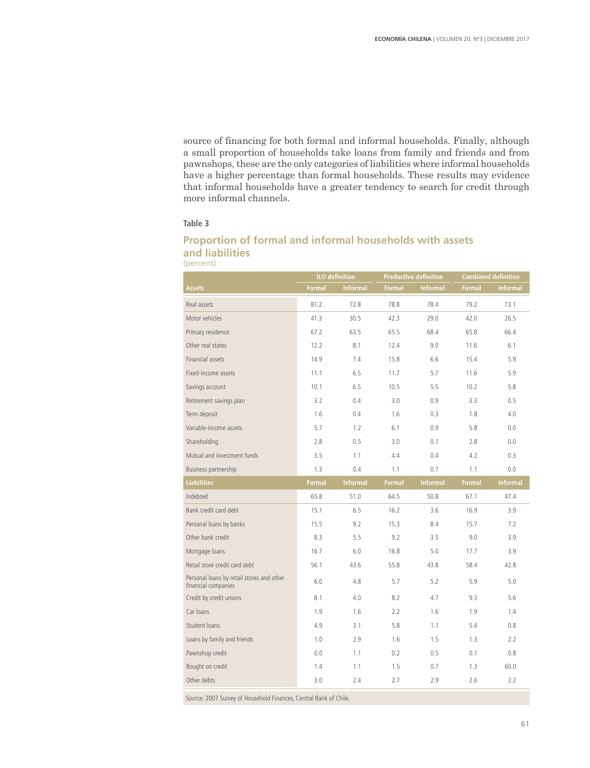source of financing for both formal and informal households. Finally, although a small proportion of households take loans from family and friends and from pawnshops, these are the only categories of liabilities where informal households have a higher percentage than formal households. These results may evidence that informal households have a greater tendency to search for credit through more informal channels.

**Table 3**

## Proportion of formal and informal households with assets and liabilities

(percent)

| | ILO definition | | Productive definition | | Combined definition | |
|---|---|---|---|---|---|---|
| **Assets** | **Formal** | **Informal** | **Formal** | **Informal** | **Formal** | **Informal** |
| Real assets | 81.2 | 72.8 | 78.8 | 78.4 | 79.2 | 73.1 |
| Motor vehicles | 41.3 | 30.5 | 42.3 | 29.0 | 42.0 | 26.5 |
| Primary residence | 67.2 | 63.5 | 65.5 | 68.4 | 65.8 | 66.4 |
| Other real states | 12.2 | 8.1 | 12.4 | 9.0 | 11.6 | 6.1 |
| Financial assets | 14.9 | 7.4 | 15.8 | 6.6 | 15.4 | 5.9 |
| Fixed-income assets | 11.1 | 6.5 | 11.7 | 5.7 | 11.6 | 5.9 |
| Savings account | 10.1 | 6.5 | 10.5 | 5.5 | 10.2 | 5.8 |
| Retirement savings plan | 3.2 | 0.4 | 3.0 | 0.9 | 3.3 | 0.5 |
| Term deposit | 1.6 | 0.4 | 1.6 | 0.3 | 1.8 | 4.0 |
| Variable-income assets | 5.7 | 1.2 | 6.1 | 0.9 | 5.8 | 0.0 |
| Shareholding | 2.8 | 0.5 | 3.0 | 0.1 | 2.8 | 0.0 |
| Mutual and investment funds | 3.5 | 1.1 | 4.4 | 0.4 | 4.2 | 0.3 |
| Business partnership | 1.3 | 0.4 | 1.1 | 0.7 | 1.1 | 0.0 |
| **Liabilities** | **Formal** | **Informal** | **Formal** | **Informal** | **Formal** | **Informal** |
| Indebted | 65.8 | 51.0 | 64.5 | 50.8 | 67.1 | 47.4 |
| Bank credit card debt | 15.1 | 6.5 | 16.2 | 3.6 | 16.9 | 3.9 |
| Personal loans by banks | 15.5 | 9.2 | 15.3 | 8.4 | 15.7 | 7.2 |
| Other bank credit | 8.3 | 5.5 | 9.2 | 3.5 | 9.0 | 3.9 |
| Mortgage loans | 16.7 | 6.0 | 16.8 | 5.0 | 17.7 | 3.9 |
| Retail store credit card debt | 56.1 | 43.6 | 55.8 | 43.8 | 58.4 | 42.8 |
| Personal loans by retail stores and other financial companies | 6.0 | 4.8 | 5.7 | 5.2 | 5.9 | 5.0 |
| Credit by credit unions | 8.1 | 4.0 | 8.2 | 4.7 | 9.3 | 5.6 |
| Car loans | 1.9 | 1.6 | 2.2 | 1.6 | 1.9 | 1.4 |
| Student loans | 4.9 | 3.1 | 5.8 | 1.1 | 5.4 | 0.8 |
| Loans by family and friends | 1.0 | 2.9 | 1.6 | 1.5 | 1.3 | 2.2 |
| Pawnshop credit | 0.0 | 1.1 | 0.2 | 0.5 | 0.1 | 0.8 |
| Bought on credit | 1.4 | 1.1 | 1.5 | 0.7 | 1.3 | 60.0 |
| Other debts | 3.0 | 2.4 | 2.7 | 2.9 | 2.6 | 2.2 |

Source: 2007 Survey of Household Finances, Central Bank of Chile.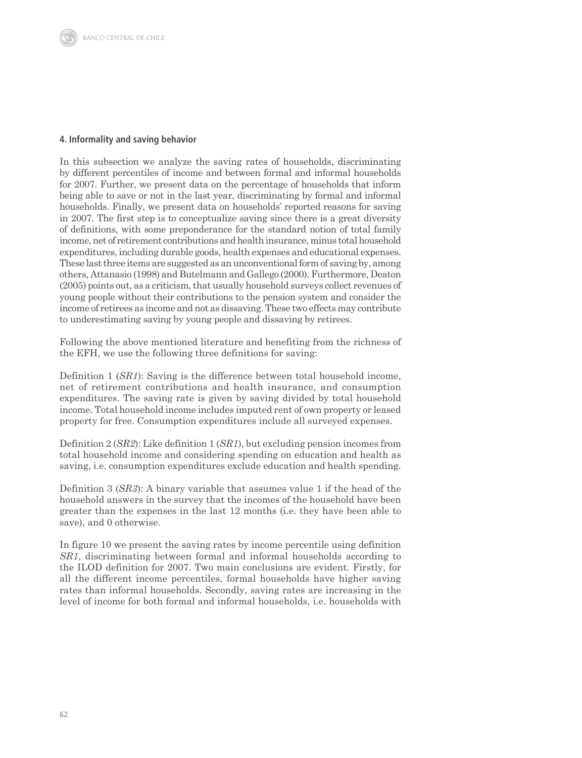## 4. Informality and saving behavior

In this subsection we analyze the saving rates of households, discriminating by different percentiles of income and between formal and informal households for 2007. Further, we present data on the percentage of households that inform being able to save or not in the last year, discriminating by formal and informal households. Finally, we present data on households' reported reasons for saving in 2007. The first step is to conceptualize saving since there is a great diversity of definitions, with some preponderance for the standard notion of total family income, net of retirement contributions and health insurance, minus total household expenditures, including durable goods, health expenses and educational expenses. These last three items are suggested as an unconventional form of saving by, among others, Attanasio (1998) and Butelmann and Gallego (2000). Furthermore, Deaton (2005) points out, as a criticism, that usually household surveys collect revenues of young people without their contributions to the pension system and consider the income of retirees as income and not as dissaving. These two effects may contribute to underestimating saving by young people and dissaving by retirees.

Following the above mentioned literature and benefiting from the richness of the EFH, we use the following three definitions for saving:

Definition 1 (*SR1*): Saving is the difference between total household income, net of retirement contributions and health insurance, and consumption expenditures. The saving rate is given by saving divided by total household income. Total household income includes imputed rent of own property or leased property for free. Consumption expenditures include all surveyed expenses.

Definition 2 (*SR2*): Like definition 1 (*SR1*), but excluding pension incomes from total household income and considering spending on education and health as saving, i.e. consumption expenditures exclude education and health spending.

Definition 3 (*SR3*): A binary variable that assumes value 1 if the head of the household answers in the survey that the incomes of the household have been greater than the expenses in the last 12 months (i.e. they have been able to save), and 0 otherwise.

In figure 10 we present the saving rates by income percentile using definition *SR1*, discriminating between formal and informal households according to the ILOD definition for 2007. Two main conclusions are evident. Firstly, for all the different income percentiles, formal households have higher saving rates than informal households. Secondly, saving rates are increasing in the level of income for both formal and informal households, i.e. households with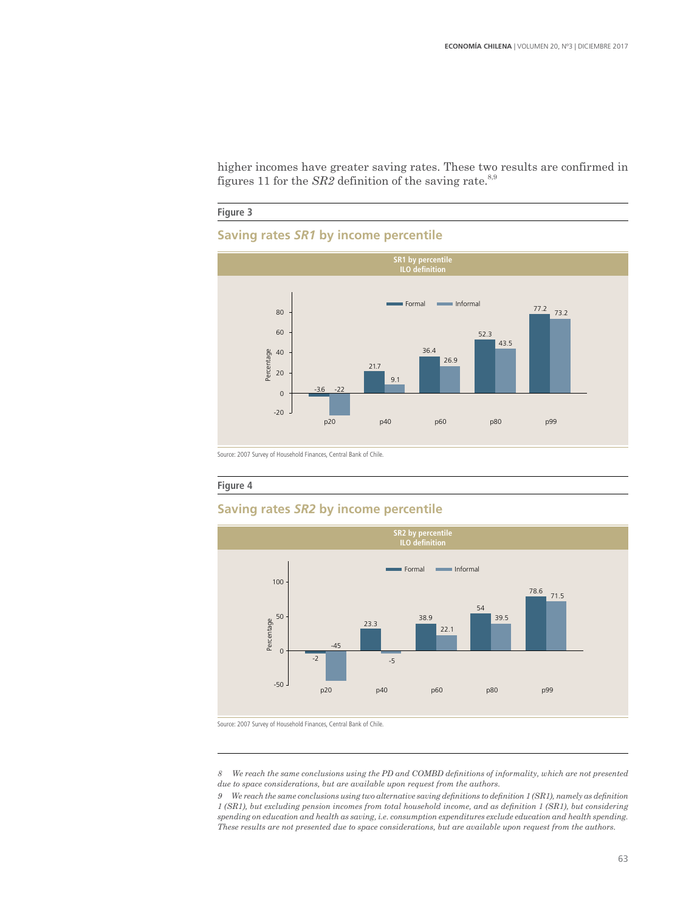higher incomes have greater saving rates. These two results are confirmed in figures 11 for the *SR2* definition of the saving rate.[8,9]

**Figure 3**

## Saving rates *SR1* by income percentile

SR1 by percentile
ILO definition

Formal
Informal

Percentage

80
60
40
20
0
-20

-3.6 -22
21.7 9.1
36.4 26.9
52.3 43.5
77.2 73.2

p20 p40 p60 p80 p99

Source: 2007 Survey of Household Finances, Central Bank of Chile.

**Figure 4**

## Saving rates *SR2* by income percentile

SR2 by percentile
ILO definition

Formal
Informal

Percentage

100
50
0
-50

-2 -45
23.3 -5
38.9 22.1
54 39.5
78.6 71.5

p20 p40 p60 p80 p99

Source: 2007 Survey of Household Finances, Central Bank of Chile.

---

8 *We reach the same conclusions using the PD and COMBD definitions of informality, which are not presented due to space considerations, but are available upon request from the authors.*

9 *We reach the same conclusions using two alternative saving definitions to definition 1 (SR1), namely as definition 1 (SR1), but excluding pension incomes from total household income, and as definition 1 (SR1), but considering spending on education and health as saving, i.e. consumption expenditures exclude education and health spending. These results are not presented due to space considerations, but are available upon request from the authors.*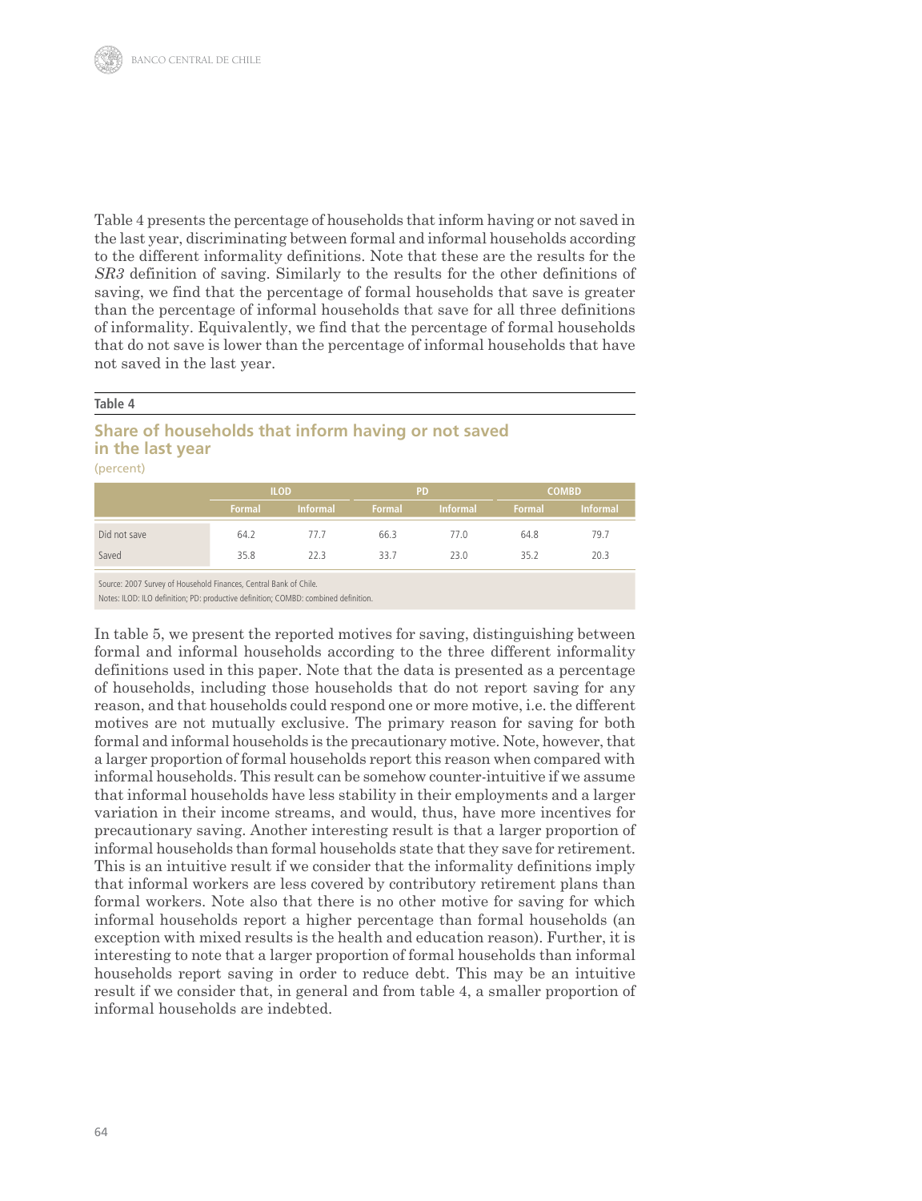Table 4 presents the percentage of households that inform having or not saved in the last year, discriminating between formal and informal households according to the different informality definitions. Note that these are the results for the *SR3* definition of saving. Similarly to the results for the other definitions of saving, we find that the percentage of formal households that save is greater than the percentage of informal households that save for all three definitions of informality. Equivalently, we find that the percentage of formal households that do not save is lower than the percentage of informal households that have not saved in the last year.

**Table 4**

**Share of households that inform having or not saved in the last year**

(percent)

| | ILOD | | PD | | COMBD | |
|---|---|---|---|---|---|---|
| | Formal | Informal | Formal | Informal | Formal | Informal |
| Did not save | 64.2 | 77.7 | 66.3 | 77.0 | 64.8 | 79.7 |
| Saved | 35.8 | 22.3 | 33.7 | 23.0 | 35.2 | 20.3 |

Source: 2007 Survey of Household Finances, Central Bank of Chile.

Notes: ILOD: ILO definition; PD: productive definition; COMBD: combined definition.

In table 5, we present the reported motives for saving, distinguishing between formal and informal households according to the three different informality definitions used in this paper. Note that the data is presented as a percentage of households, including those households that do not report saving for any reason, and that households could respond one or more motive, i.e. the different motives are not mutually exclusive. The primary reason for saving for both formal and informal households is the precautionary motive. Note, however, that a larger proportion of formal households report this reason when compared with informal households. This result can be somehow counter-intuitive if we assume that informal households have less stability in their employments and a larger variation in their income streams, and would, thus, have more incentives for precautionary saving. Another interesting result is that a larger proportion of informal households than formal households state that they save for retirement. This is an intuitive result if we consider that the informality definitions imply that informal workers are less covered by contributory retirement plans than formal workers. Note also that there is no other motive for saving for which informal households report a higher percentage than formal households (an exception with mixed results is the health and education reason). Further, it is interesting to note that a larger proportion of formal households than informal households report saving in order to reduce debt. This may be an intuitive result if we consider that, in general and from table 4, a smaller proportion of informal households are indebted.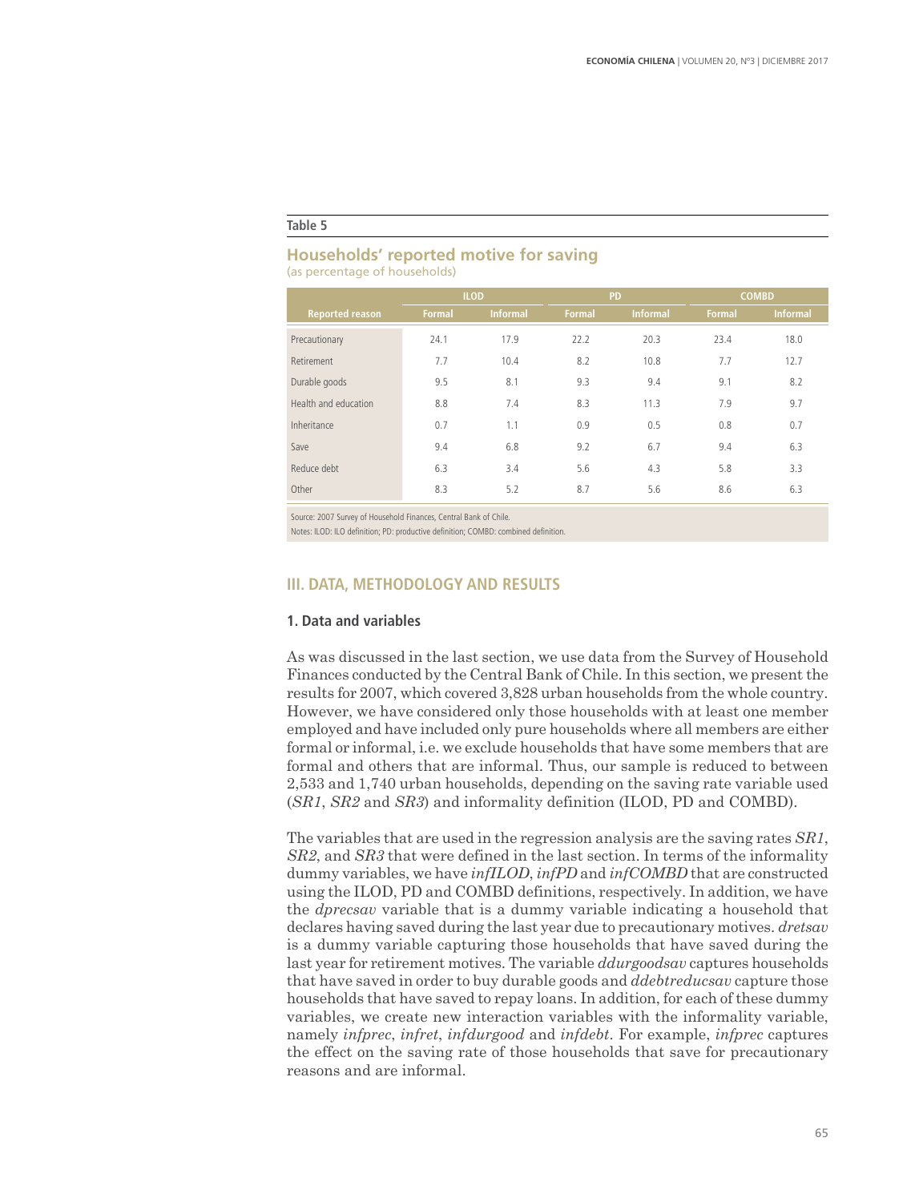**Table 5**

**Households' reported motive for saving**
(as percentage of households)

| Reported reason | ILOD | | PD | | COMBD | |
|---|---|---|---|---|---|---|
| | Formal | Informal | Formal | Informal | Formal | Informal |
| Precautionary | 24.1 | 17.9 | 22.2 | 20.3 | 23.4 | 18.0 |
| Retirement | 7.7 | 10.4 | 8.2 | 10.8 | 7.7 | 12.7 |
| Durable goods | 9.5 | 8.1 | 9.3 | 9.4 | 9.1 | 8.2 |
| Health and education | 8.8 | 7.4 | 8.3 | 11.3 | 7.9 | 9.7 |
| Inheritance | 0.7 | 1.1 | 0.9 | 0.5 | 0.8 | 0.7 |
| Save | 9.4 | 6.8 | 9.2 | 6.7 | 9.4 | 6.3 |
| Reduce debt | 6.3 | 3.4 | 5.6 | 4.3 | 5.8 | 3.3 |
| Other | 8.3 | 5.2 | 8.7 | 5.6 | 8.6 | 6.3 |

Source: 2007 Survey of Household Finances, Central Bank of Chile.
Notes: ILOD: ILO definition; PD: productive definition; COMBD: combined definition.

## III. DATA, METHODOLOGY AND RESULTS

### 1. Data and variables

As was discussed in the last section, we use data from the Survey of Household Finances conducted by the Central Bank of Chile. In this section, we present the results for 2007, which covered 3,828 urban households from the whole country. However, we have considered only those households with at least one member employed and have included only pure households where all members are either formal or informal, i.e. we exclude households that have some members that are formal and others that are informal. Thus, our sample is reduced to between 2,533 and 1,740 urban households, depending on the saving rate variable used (*SR1*, *SR2* and *SR3*) and informality definition (ILOD, PD and COMBD).

The variables that are used in the regression analysis are the saving rates *SR1*, *SR2*, and *SR3* that were defined in the last section. In terms of the informality dummy variables, we have *infILOD*, *infPD* and *infCOMBD* that are constructed using the ILOD, PD and COMBD definitions, respectively. In addition, we have the *dprecsav* variable that is a dummy variable indicating a household that declares having saved during the last year due to precautionary motives. *dretsav* is a dummy variable capturing those households that have saved during the last year for retirement motives. The variable *ddurgoodsav* captures households that have saved in order to buy durable goods and *ddebtreducsav* capture those households that have saved to repay loans. In addition, for each of these dummy variables, we create new interaction variables with the informality variable, namely *infprec*, *infret*, *infdurgood* and *infdebt*. For example, *infprec* captures the effect on the saving rate of those households that save for precautionary reasons and are informal.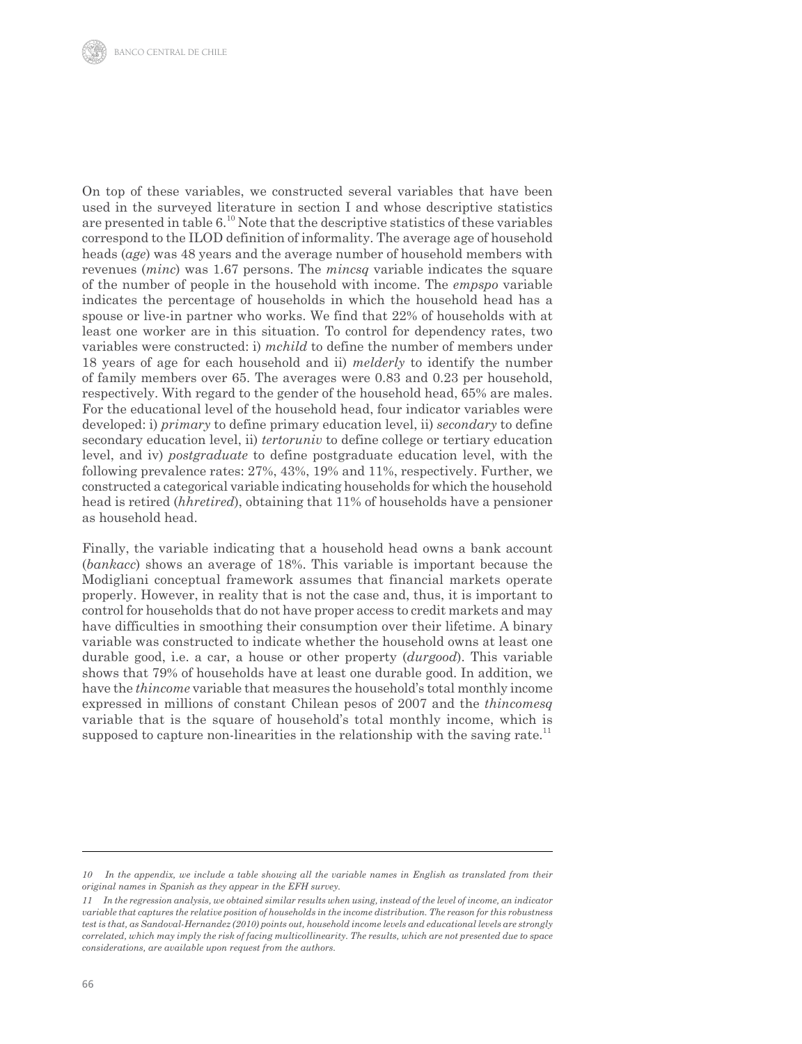On top of these variables, we constructed several variables that have been used in the surveyed literature in section I and whose descriptive statistics are presented in table 6.[10] Note that the descriptive statistics of these variables correspond to the ILOD definition of informality. The average age of household heads (*age*) was 48 years and the average number of household members with revenues (*minc*) was 1.67 persons. The *mincsq* variable indicates the square of the number of people in the household with income. The *empspo* variable indicates the percentage of households in which the household head has a spouse or live-in partner who works. We find that 22% of households with at least one worker are in this situation. To control for dependency rates, two variables were constructed: i) *mchild* to define the number of members under 18 years of age for each household and ii) *melderly* to identify the number of family members over 65. The averages were 0.83 and 0.23 per household, respectively. With regard to the gender of the household head, 65% are males. For the educational level of the household head, four indicator variables were developed: i) *primary* to define primary education level, ii) *secondary* to define secondary education level, ii) *tertoruniv* to define college or tertiary education level, and iv) *postgraduate* to define postgraduate education level, with the following prevalence rates: 27%, 43%, 19% and 11%, respectively. Further, we constructed a categorical variable indicating households for which the household head is retired (*hhretired*), obtaining that 11% of households have a pensioner as household head.

Finally, the variable indicating that a household head owns a bank account (*bankacc*) shows an average of 18%. This variable is important because the Modigliani conceptual framework assumes that financial markets operate properly. However, in reality that is not the case and, thus, it is important to control for households that do not have proper access to credit markets and may have difficulties in smoothing their consumption over their lifetime. A binary variable was constructed to indicate whether the household owns at least one durable good, i.e. a car, a house or other property (*durgood*). This variable shows that 79% of households have at least one durable good. In addition, we have the *thincome* variable that measures the household's total monthly income expressed in millions of constant Chilean pesos of 2007 and the *thincomesq* variable that is the square of household's total monthly income, which is supposed to capture non-linearities in the relationship with the saving rate.[11]

---

*10 In the appendix, we include a table showing all the variable names in English as translated from their original names in Spanish as they appear in the EFH survey.*

*11 In the regression analysis, we obtained similar results when using, instead of the level of income, an indicator variable that captures the relative position of households in the income distribution. The reason for this robustness test is that, as Sandoval-Hernandez (2010) points out, household income levels and educational levels are strongly correlated, which may imply the risk of facing multicollinearity. The results, which are not presented due to space considerations, are available upon request from the authors.*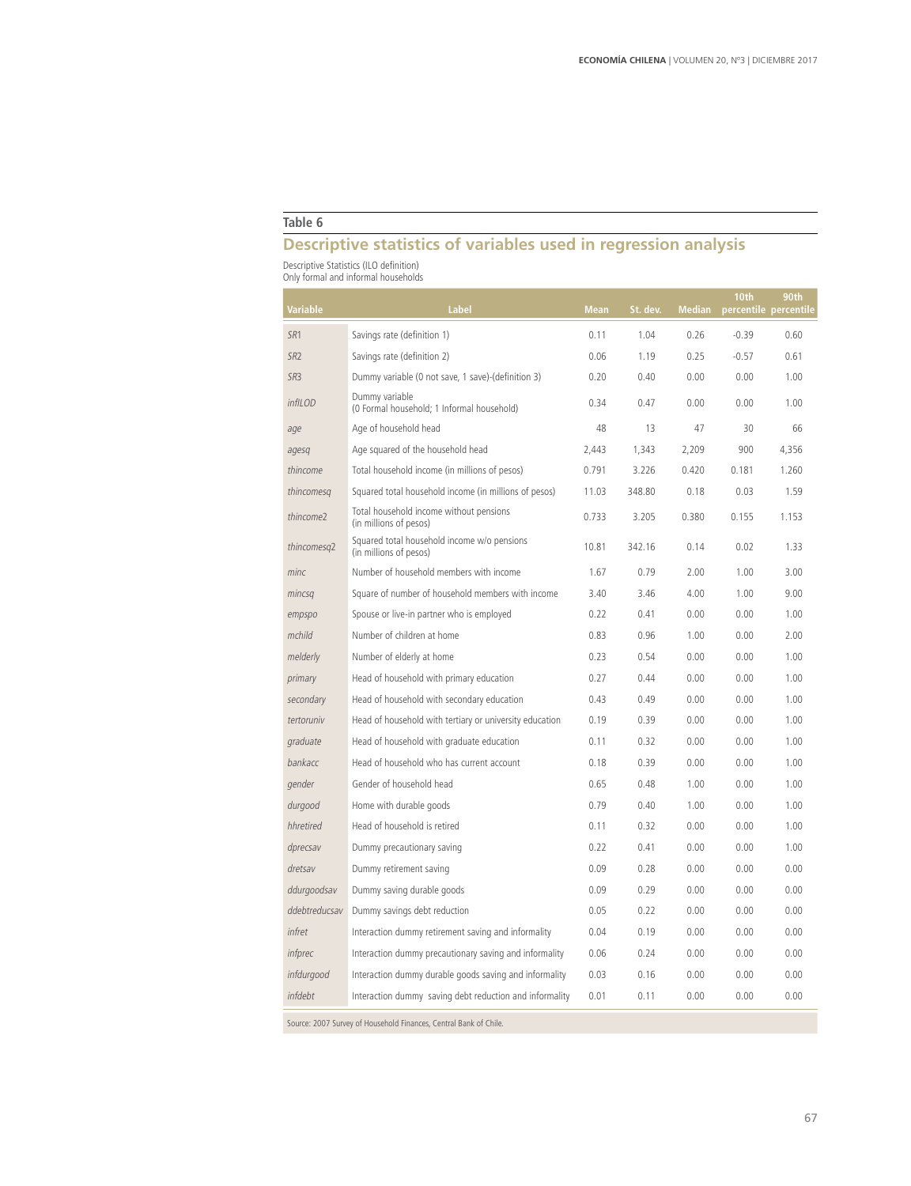Table 6

## Descriptive statistics of variables used in regression analysis

Descriptive Statistics (ILO definition)
Only formal and informal households

| Variable | Label | Mean | St. dev. | Median | 10th percentile | 90th percentile |
|---|---|---|---|---|---|---|
| *SR1* | Savings rate (definition 1) | 0.11 | 1.04 | 0.26 | -0.39 | 0.60 |
| *SR2* | Savings rate (definition 2) | 0.06 | 1.19 | 0.25 | -0.57 | 0.61 |
| *SR3* | Dummy variable (0 not save, 1 save)-(definition 3) | 0.20 | 0.40 | 0.00 | 0.00 | 1.00 |
| *infILOD* | Dummy variable (0 Formal household; 1 Informal household) | 0.34 | 0.47 | 0.00 | 0.00 | 1.00 |
| *age* | Age of household head | 48 | 13 | 47 | 30 | 66 |
| *agesq* | Age squared of the household head | 2,443 | 1,343 | 2,209 | 900 | 4,356 |
| *thincome* | Total household income (in millions of pesos) | 0.791 | 3.226 | 0.420 | 0.181 | 1.260 |
| *thincomesq* | Squared total household income (in millions of pesos) | 11.03 | 348.80 | 0.18 | 0.03 | 1.59 |
| *thincome2* | Total household income without pensions (in millions of pesos) | 0.733 | 3.205 | 0.380 | 0.155 | 1.153 |
| *thincomesq2* | Squared total household income w/o pensions (in millions of pesos) | 10.81 | 342.16 | 0.14 | 0.02 | 1.33 |
| *minc* | Number of household members with income | 1.67 | 0.79 | 2.00 | 1.00 | 3.00 |
| *mincsq* | Square of number of household members with income | 3.40 | 3.46 | 4.00 | 1.00 | 9.00 |
| *empspo* | Spouse or live-in partner who is employed | 0.22 | 0.41 | 0.00 | 0.00 | 1.00 |
| *mchild* | Number of children at home | 0.83 | 0.96 | 1.00 | 0.00 | 2.00 |
| *melderly* | Number of elderly at home | 0.23 | 0.54 | 0.00 | 0.00 | 1.00 |
| *primary* | Head of household with primary education | 0.27 | 0.44 | 0.00 | 0.00 | 1.00 |
| *secondary* | Head of household with secondary education | 0.43 | 0.49 | 0.00 | 0.00 | 1.00 |
| *tertoruniv* | Head of household with tertiary or university education | 0.19 | 0.39 | 0.00 | 0.00 | 1.00 |
| *graduate* | Head of household with graduate education | 0.11 | 0.32 | 0.00 | 0.00 | 1.00 |
| *bankacc* | Head of household who has current account | 0.18 | 0.39 | 0.00 | 0.00 | 1.00 |
| *gender* | Gender of household head | 0.65 | 0.48 | 1.00 | 0.00 | 1.00 |
| *durgood* | Home with durable goods | 0.79 | 0.40 | 1.00 | 0.00 | 1.00 |
| *hhretired* | Head of household is retired | 0.11 | 0.32 | 0.00 | 0.00 | 1.00 |
| *dprecsav* | Dummy precautionary saving | 0.22 | 0.41 | 0.00 | 0.00 | 1.00 |
| *dretsav* | Dummy retirement saving | 0.09 | 0.28 | 0.00 | 0.00 | 0.00 |
| *ddurgoodsav* | Dummy saving durable goods | 0.09 | 0.29 | 0.00 | 0.00 | 0.00 |
| *ddebtreducsav* | Dummy savings debt reduction | 0.05 | 0.22 | 0.00 | 0.00 | 0.00 |
| *infret* | Interaction dummy retirement saving and informality | 0.04 | 0.19 | 0.00 | 0.00 | 0.00 |
| *infprec* | Interaction dummy precautionary saving and informality | 0.06 | 0.24 | 0.00 | 0.00 | 0.00 |
| *infdurgood* | Interaction dummy durable goods saving and informality | 0.03 | 0.16 | 0.00 | 0.00 | 0.00 |
| *infdebt* | Interaction dummy saving debt reduction and informality | 0.01 | 0.11 | 0.00 | 0.00 | 0.00 |

Source: 2007 Survey of Household Finances, Central Bank of Chile.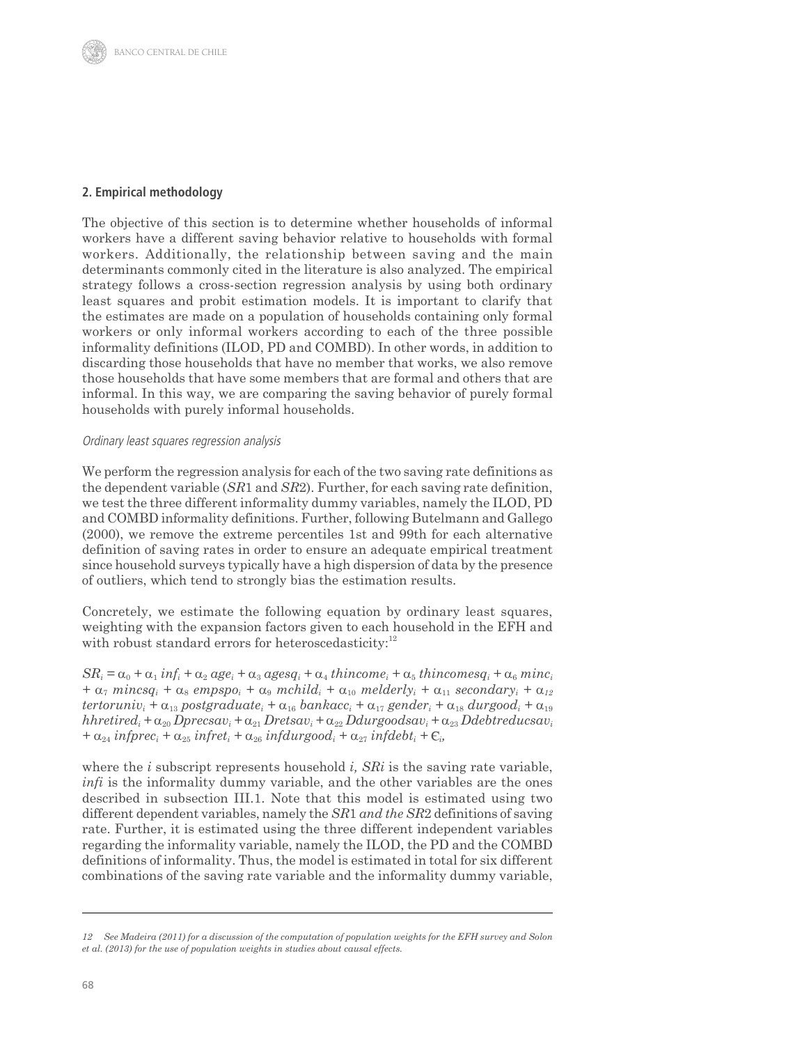## 2. Empirical methodology

The objective of this section is to determine whether households of informal workers have a different saving behavior relative to households with formal workers. Additionally, the relationship between saving and the main determinants commonly cited in the literature is also analyzed. The empirical strategy follows a cross-section regression analysis by using both ordinary least squares and probit estimation models. It is important to clarify that the estimates are made on a population of households containing only formal workers or only informal workers according to each of the three possible informality definitions (ILOD, PD and COMBD). In other words, in addition to discarding those households that have no member that works, we also remove those households that have some members that are formal and others that are informal. In this way, we are comparing the saving behavior of purely formal households with purely informal households.

*Ordinary least squares regression analysis*

We perform the regression analysis for each of the two saving rate definitions as the dependent variable (*SR*1 and *SR*2). Further, for each saving rate definition, we test the three different informality dummy variables, namely the ILOD, PD and COMBD informality definitions. Further, following Butelmann and Gallego (2000), we remove the extreme percentiles 1st and 99th for each alternative definition of saving rates in order to ensure an adequate empirical treatment since household surveys typically have a high dispersion of data by the presence of outliers, which tend to strongly bias the estimation results.

Concretely, we estimate the following equation by ordinary least squares, weighting with the expansion factors given to each household in the EFH and with robust standard errors for heteroscedasticity:[12]

$$SR_i = \alpha_0 + \alpha_1\, inf_i + \alpha_2\, age_i + \alpha_3\, agesq_i + \alpha_4\, thincome_i + \alpha_5\, thincomesq_i + \alpha_6\, minc_i + \alpha_7\, mincsq_i + \alpha_8\, empspo_i + \alpha_9\, mchild_i + \alpha_{10}\, melderly_i + \alpha_{11}\, secondary_i + \alpha_{12}\, tertoruniv_i + \alpha_{13}\, postgraduate_i + \alpha_{16}\, bankacc_i + \alpha_{17}\, gender_i + \alpha_{18}\, durgood_i + \alpha_{19}\, hhretired_i + \alpha_{20}\, Dprecsav_i + \alpha_{21}\, Dretsav_i + \alpha_{22}\, Ddurgoodsav_i + \alpha_{23}\, Ddebtreducsav_i + \alpha_{24}\, infprec_i + \alpha_{25}\, infret_i + \alpha_{26}\, infdurgood_i + \alpha_{27}\, infdebt_i + \epsilon_i,$$

where the $i$ subscript represents household $i$, $SRi$ is the saving rate variable, $infi$ is the informality dummy variable, and the other variables are the ones described in subsection III.1. Note that this model is estimated using two different dependent variables, namely the *SR*1 *and the SR*2 definitions of saving rate. Further, it is estimated using the three different independent variables regarding the informality variable, namely the ILOD, the PD and the COMBD definitions of informality. Thus, the model is estimated in total for six different combinations of the saving rate variable and the informality dummy variable,

---

*12 See Madeira (2011) for a discussion of the computation of population weights for the EFH survey and Solon et al. (2013) for the use of population weights in studies about causal effects.*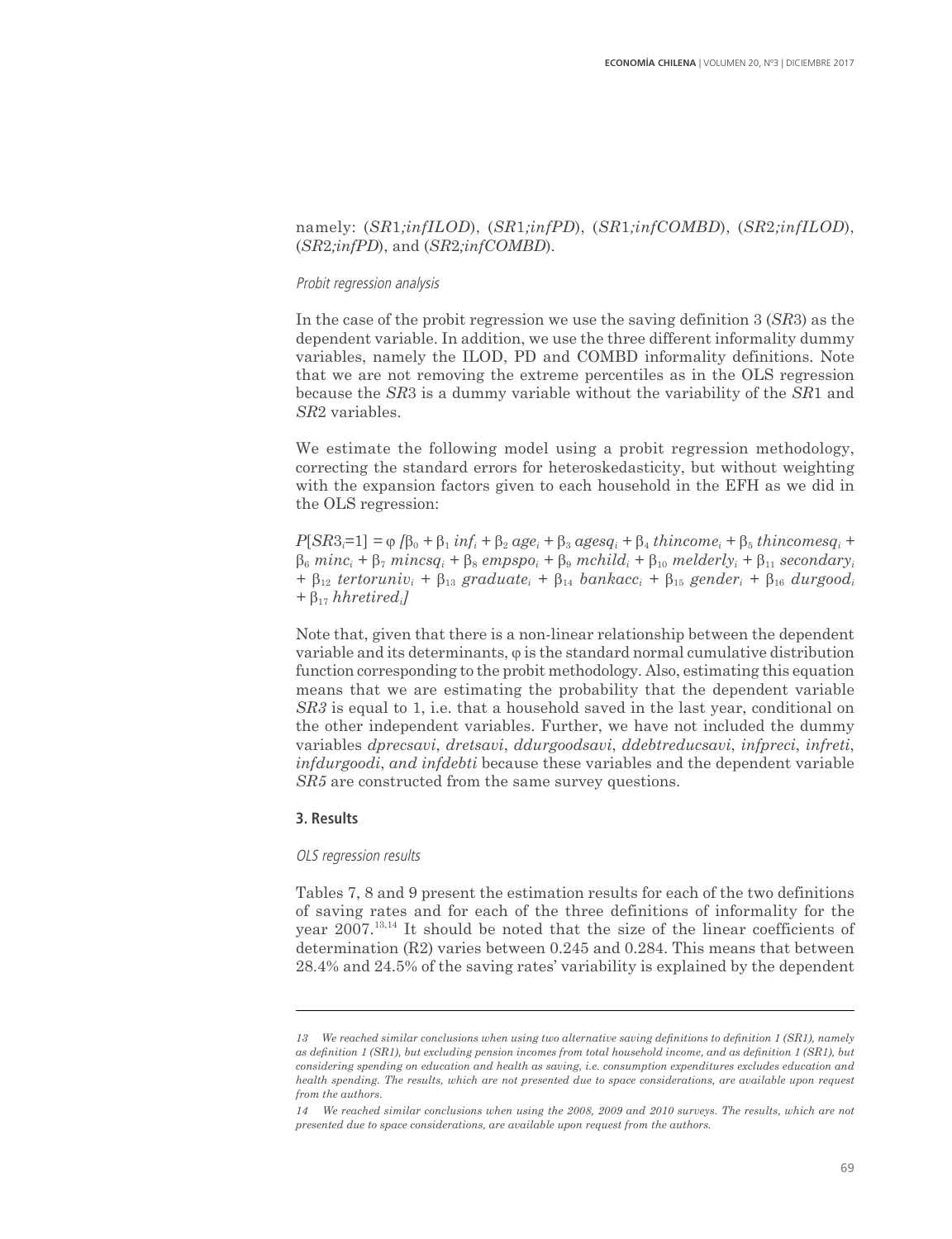namely: ($SR1;infILOD$), ($SR1;infPD$), ($SR1;infCOMBD$), ($SR2;infILOD$), ($SR2;infPD$), and ($SR2;infCOMBD$).

*Probit regression analysis*

In the case of the probit regression we use the saving definition 3 ($SR3$) as the dependent variable. In addition, we use the three different informality dummy variables, namely the ILOD, PD and COMBD informality definitions. Note that we are not removing the extreme percentiles as in the OLS regression because the $SR3$ is a dummy variable without the variability of the $SR1$ and $SR2$ variables.

We estimate the following model using a probit regression methodology, correcting the standard errors for heteroskedasticity, but without weighting with the expansion factors given to each household in the EFH as we did in the OLS regression:

$$P[SR3_i=1] = \varphi\,[\beta_0 + \beta_1\, inf_i + \beta_2\, age_i + \beta_3\, agesq_i + \beta_4\, thincome_i + \beta_5\, thincomesq_i + \beta_6\, minc_i + \beta_7\, mincsq_i + \beta_8\, empspo_i + \beta_9\, mchild_i + \beta_{10}\, melderly_i + \beta_{11}\, secondary_i + \beta_{12}\, tertoruniv_i + \beta_{13}\, graduate_i + \beta_{14}\, bankacc_i + \beta_{15}\, gender_i + \beta_{16}\, durgood_i + \beta_{17}\, hhretired_i]$$

Note that, given that there is a non-linear relationship between the dependent variable and its determinants, $\varphi$ is the standard normal cumulative distribution function corresponding to the probit methodology. Also, estimating this equation means that we are estimating the probability that the dependent variable $SR3$ is equal to 1, i.e. that a household saved in the last year, conditional on the other independent variables. Further, we have not included the dummy variables *dprecsavi*, *dretsavi*, *ddurgoodsavi*, *ddebtreducsavi*, *infpreci*, *infreti*, *infdurgoodi*, *and infdebti* because these variables and the dependent variable $SR5$ are constructed from the same survey questions.

## 3. Results

*OLS regression results*

Tables 7, 8 and 9 present the estimation results for each of the two definitions of saving rates and for each of the three definitions of informality for the year 2007.[13,14] It should be noted that the size of the linear coefficients of determination (R2) varies between 0.245 and 0.284. This means that between 28.4% and 24.5% of the saving rates' variability is explained by the dependent

---

*13 We reached similar conclusions when using two alternative saving definitions to definition 1 (SR1), namely as definition 1 (SR1), but excluding pension incomes from total household income, and as definition 1 (SR1), but considering spending on education and health as saving, i.e. consumption expenditures excludes education and health spending. The results, which are not presented due to space considerations, are available upon request from the authors.*

*14 We reached similar conclusions when using the 2008, 2009 and 2010 surveys. The results, which are not presented due to space considerations, are available upon request from the authors.*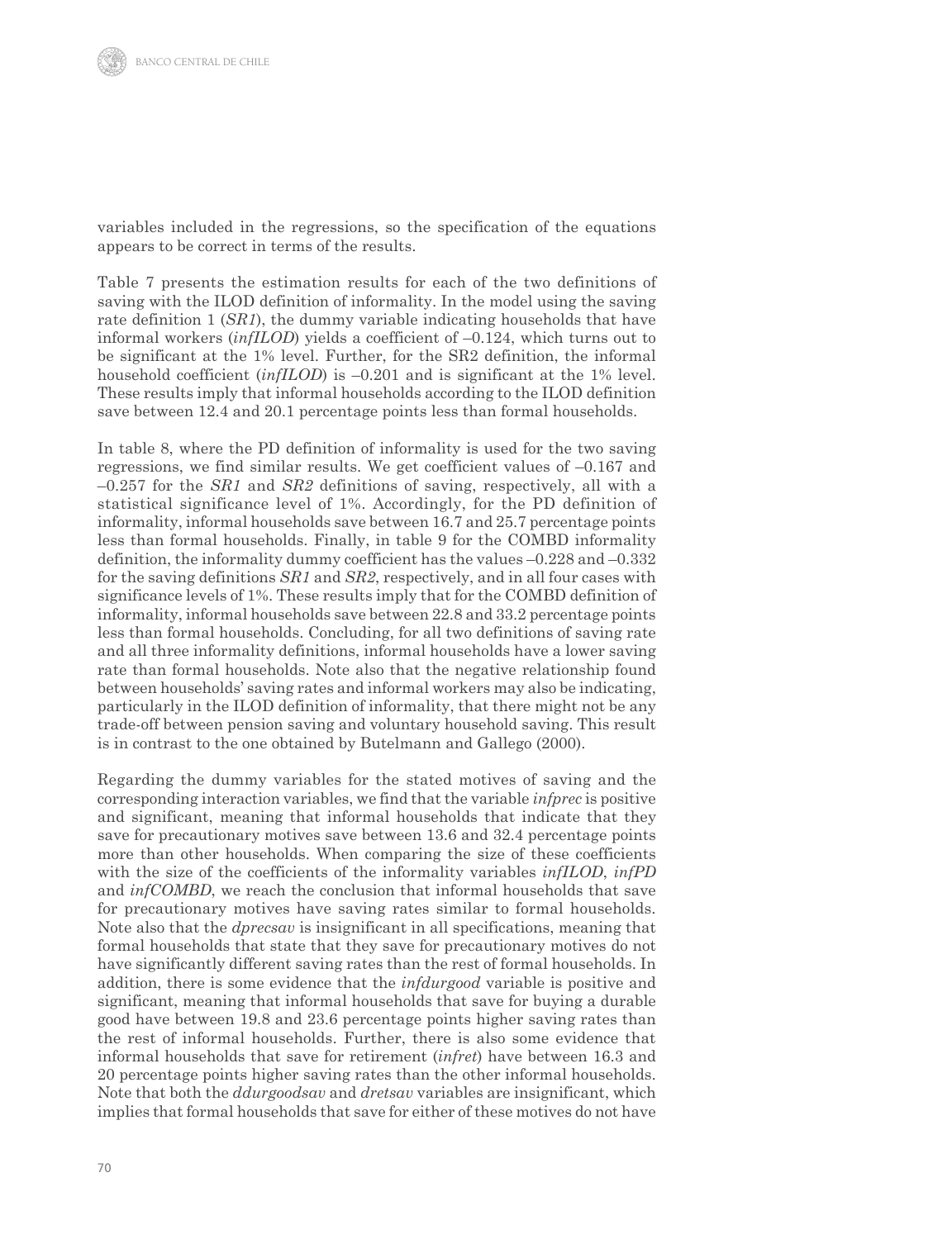variables included in the regressions, so the specification of the equations appears to be correct in terms of the results.

Table 7 presents the estimation results for each of the two definitions of saving with the ILOD definition of informality. In the model using the saving rate definition 1 (*SR1*), the dummy variable indicating households that have informal workers (*infILOD*) yields a coefficient of –0.124, which turns out to be significant at the 1% level. Further, for the SR2 definition, the informal household coefficient (*infILOD*) is –0.201 and is significant at the 1% level. These results imply that informal households according to the ILOD definition save between 12.4 and 20.1 percentage points less than formal households.

In table 8, where the PD definition of informality is used for the two saving regressions, we find similar results. We get coefficient values of –0.167 and –0.257 for the *SR1* and *SR2* definitions of saving, respectively, all with a statistical significance level of 1%. Accordingly, for the PD definition of informality, informal households save between 16.7 and 25.7 percentage points less than formal households. Finally, in table 9 for the COMBD informality definition, the informality dummy coefficient has the values –0.228 and –0.332 for the saving definitions *SR1* and *SR2*, respectively, and in all four cases with significance levels of 1%. These results imply that for the COMBD definition of informality, informal households save between 22.8 and 33.2 percentage points less than formal households. Concluding, for all two definitions of saving rate and all three informality definitions, informal households have a lower saving rate than formal households. Note also that the negative relationship found between households' saving rates and informal workers may also be indicating, particularly in the ILOD definition of informality, that there might not be any trade-off between pension saving and voluntary household saving. This result is in contrast to the one obtained by Butelmann and Gallego (2000).

Regarding the dummy variables for the stated motives of saving and the corresponding interaction variables, we find that the variable *infprec* is positive and significant, meaning that informal households that indicate that they save for precautionary motives save between 13.6 and 32.4 percentage points more than other households. When comparing the size of these coefficients with the size of the coefficients of the informality variables *infILOD*, *infPD* and *infCOMBD*, we reach the conclusion that informal households that save for precautionary motives have saving rates similar to formal households. Note also that the *dprecsav* is insignificant in all specifications, meaning that formal households that state that they save for precautionary motives do not have significantly different saving rates than the rest of formal households. In addition, there is some evidence that the *infdurgood* variable is positive and significant, meaning that informal households that save for buying a durable good have between 19.8 and 23.6 percentage points higher saving rates than the rest of informal households. Further, there is also some evidence that informal households that save for retirement (*infret*) have between 16.3 and 20 percentage points higher saving rates than the other informal households. Note that both the *ddurgoodsav* and *dretsav* variables are insignificant, which implies that formal households that save for either of these motives do not have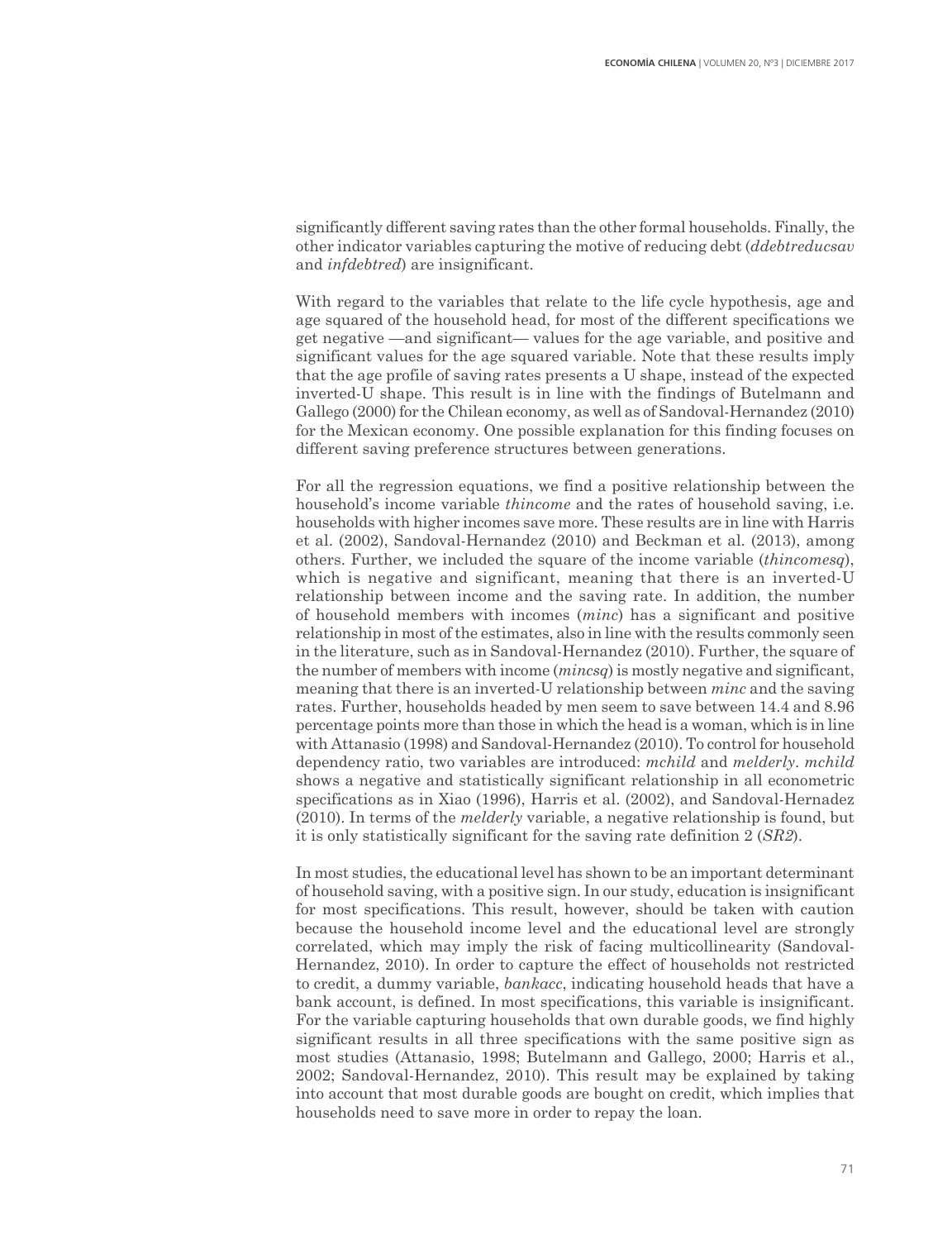significantly different saving rates than the other formal households. Finally, the other indicator variables capturing the motive of reducing debt (*ddebtreducsav* and *infdebtred*) are insignificant.

With regard to the variables that relate to the life cycle hypothesis, age and age squared of the household head, for most of the different specifications we get negative —and significant— values for the age variable, and positive and significant values for the age squared variable. Note that these results imply that the age profile of saving rates presents a U shape, instead of the expected inverted-U shape. This result is in line with the findings of Butelmann and Gallego (2000) for the Chilean economy, as well as of Sandoval-Hernandez (2010) for the Mexican economy. One possible explanation for this finding focuses on different saving preference structures between generations.

For all the regression equations, we find a positive relationship between the household's income variable *thincome* and the rates of household saving, i.e. households with higher incomes save more. These results are in line with Harris et al. (2002), Sandoval-Hernandez (2010) and Beckman et al. (2013), among others. Further, we included the square of the income variable (*thincomesq*), which is negative and significant, meaning that there is an inverted-U relationship between income and the saving rate. In addition, the number of household members with incomes (*minc*) has a significant and positive relationship in most of the estimates, also in line with the results commonly seen in the literature, such as in Sandoval-Hernandez (2010). Further, the square of the number of members with income (*mincsq*) is mostly negative and significant, meaning that there is an inverted-U relationship between *minc* and the saving rates. Further, households headed by men seem to save between 14.4 and 8.96 percentage points more than those in which the head is a woman, which is in line with Attanasio (1998) and Sandoval-Hernandez (2010). To control for household dependency ratio, two variables are introduced: *mchild* and *melderly*. *mchild* shows a negative and statistically significant relationship in all econometric specifications as in Xiao (1996), Harris et al. (2002), and Sandoval-Hernadez (2010). In terms of the *melderly* variable, a negative relationship is found, but it is only statistically significant for the saving rate definition 2 (*SR2*).

In most studies, the educational level has shown to be an important determinant of household saving, with a positive sign. In our study, education is insignificant for most specifications. This result, however, should be taken with caution because the household income level and the educational level are strongly correlated, which may imply the risk of facing multicollinearity (Sandoval-Hernandez, 2010). In order to capture the effect of households not restricted to credit, a dummy variable, *bankacc*, indicating household heads that have a bank account, is defined. In most specifications, this variable is insignificant. For the variable capturing households that own durable goods, we find highly significant results in all three specifications with the same positive sign as most studies (Attanasio, 1998; Butelmann and Gallego, 2000; Harris et al., 2002; Sandoval-Hernandez, 2010). This result may be explained by taking into account that most durable goods are bought on credit, which implies that households need to save more in order to repay the loan.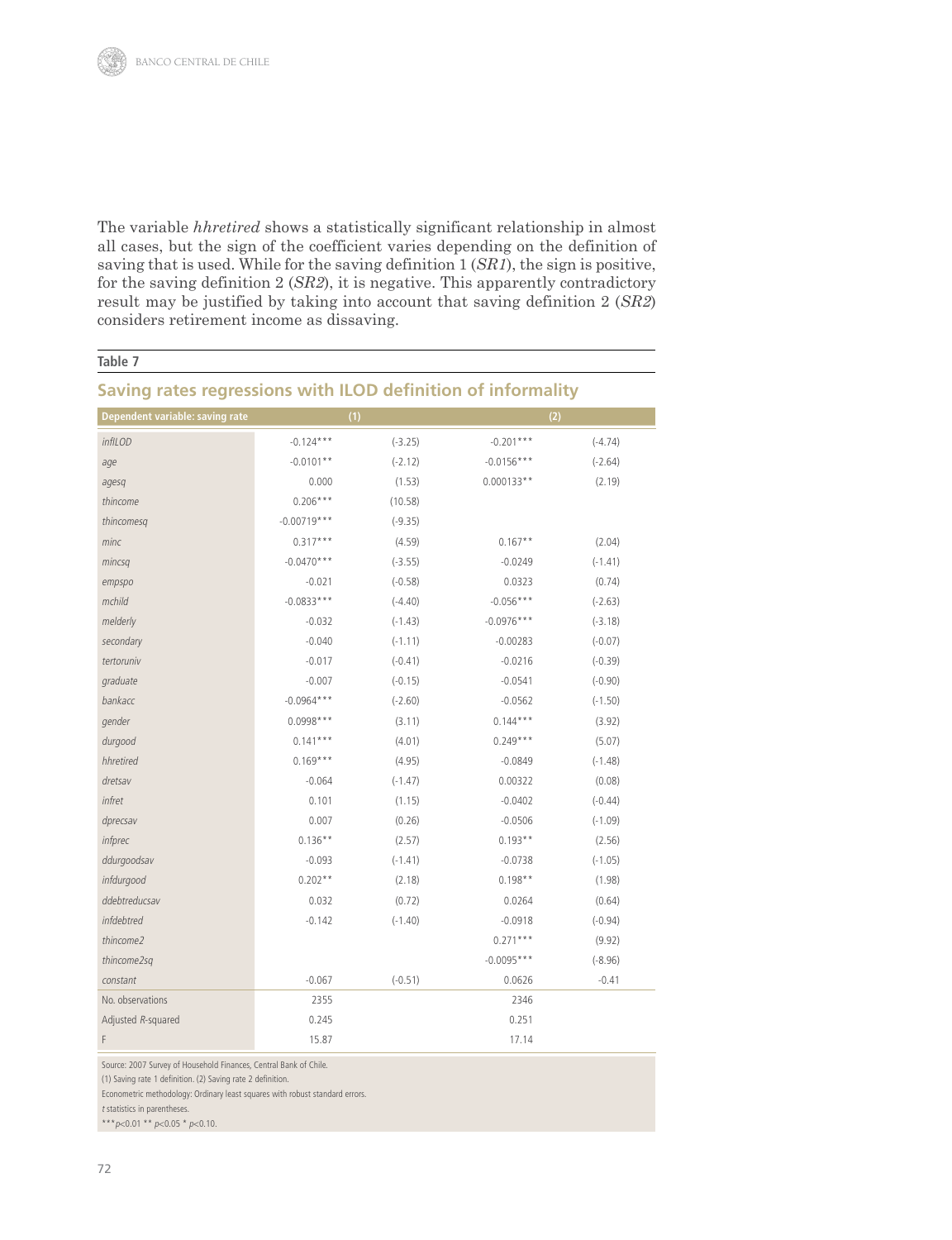The variable *hhretired* shows a statistically significant relationship in almost all cases, but the sign of the coefficient varies depending on the definition of saving that is used. While for the saving definition 1 (*SR1*), the sign is positive, for the saving definition 2 (*SR2*), it is negative. This apparently contradictory result may be justified by taking into account that saving definition 2 (*SR2*) considers retirement income as dissaving.

**Table 7**

## Saving rates regressions with ILOD definition of informality

| Dependent variable: saving rate | (1) | | (2) | |
|---|---|---|---|---|
| *infILOD* | -0.124*** | (-3.25) | -0.201*** | (-4.74) |
| *age* | -0.0101** | (-2.12) | -0.0156*** | (-2.64) |
| *agesq* | 0.000 | (1.53) | 0.000133** | (2.19) |
| *thincome* | 0.206*** | (10.58) | | |
| *thincomesq* | -0.00719*** | (-9.35) | | |
| *minc* | 0.317*** | (4.59) | 0.167** | (2.04) |
| *mincsq* | -0.0470*** | (-3.55) | -0.0249 | (-1.41) |
| *empspo* | -0.021 | (-0.58) | 0.0323 | (0.74) |
| *mchild* | -0.0833*** | (-4.40) | -0.056*** | (-2.63) |
| *melderly* | -0.032 | (-1.43) | -0.0976*** | (-3.18) |
| *secondary* | -0.040 | (-1.11) | -0.00283 | (-0.07) |
| *tertoruniv* | -0.017 | (-0.41) | -0.0216 | (-0.39) |
| *graduate* | -0.007 | (-0.15) | -0.0541 | (-0.90) |
| *bankacc* | -0.0964*** | (-2.60) | -0.0562 | (-1.50) |
| *gender* | 0.0998*** | (3.11) | 0.144*** | (3.92) |
| *durgood* | 0.141*** | (4.01) | 0.249*** | (5.07) |
| *hhretired* | 0.169*** | (4.95) | -0.0849 | (-1.48) |
| *dretsav* | -0.064 | (-1.47) | 0.00322 | (0.08) |
| *infret* | 0.101 | (1.15) | -0.0402 | (-0.44) |
| *dprecsav* | 0.007 | (0.26) | -0.0506 | (-1.09) |
| *infprec* | 0.136** | (2.57) | 0.193** | (2.56) |
| *ddurgoodsav* | -0.093 | (-1.41) | -0.0738 | (-1.05) |
| *infdurgood* | 0.202** | (2.18) | 0.198** | (1.98) |
| *ddebtreducsav* | 0.032 | (0.72) | 0.0264 | (0.64) |
| *infdebtred* | -0.142 | (-1.40) | -0.0918 | (-0.94) |
| *thincome2* | | | 0.271*** | (9.92) |
| *thincome2sq* | | | -0.0095*** | (-8.96) |
| *constant* | -0.067 | (-0.51) | 0.0626 | -0.41 |
| No. observations | 2355 | | 2346 | |
| Adjusted *R*-squared | 0.245 | | 0.251 | |
| F | 15.87 | | 17.14 | |

Source: 2007 Survey of Household Finances, Central Bank of Chile.
(1) Saving rate 1 definition. (2) Saving rate 2 definition.
Econometric methodology: Ordinary least squares with robust standard errors.
*t* statistics in parentheses.
*** $p<0.01$ ** $p<0.05$ * $p<0.10$.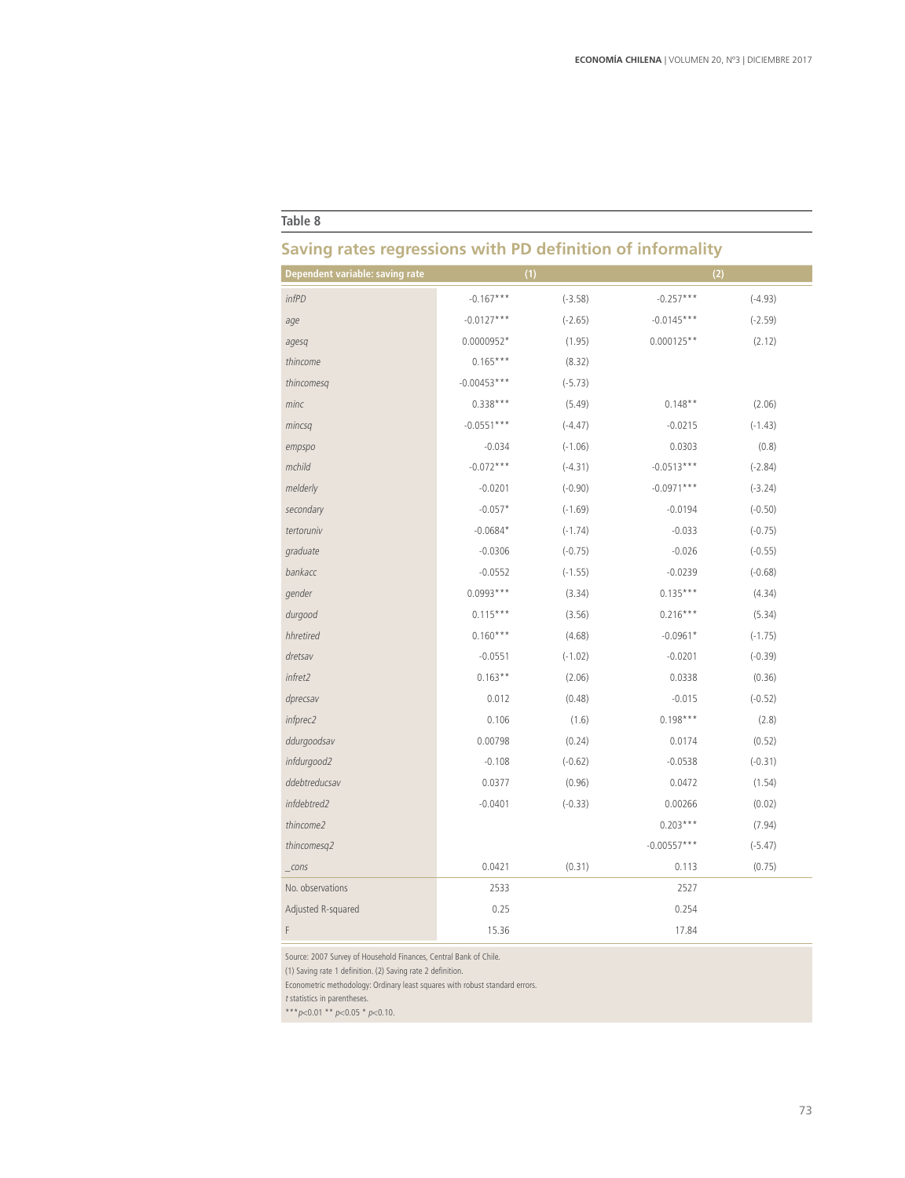**Table 8**

## Saving rates regressions with PD definition of informality

| Dependent variable: saving rate | (1) | | (2) | |
|---|---|---|---|---|
| *infPD* | -0.167*** | (-3.58) | -0.257*** | (-4.93) |
| *age* | -0.0127*** | (-2.65) | -0.0145*** | (-2.59) |
| *agesq* | 0.0000952* | (1.95) | 0.000125** | (2.12) |
| *thincome* | 0.165*** | (8.32) | | |
| *thincomesq* | -0.00453*** | (-5.73) | | |
| *minc* | 0.338*** | (5.49) | 0.148** | (2.06) |
| *mincsq* | -0.0551*** | (-4.47) | -0.0215 | (-1.43) |
| *empspo* | -0.034 | (-1.06) | 0.0303 | (0.8) |
| *mchild* | -0.072*** | (-4.31) | -0.0513*** | (-2.84) |
| *melderly* | -0.0201 | (-0.90) | -0.0971*** | (-3.24) |
| *secondary* | -0.057* | (-1.69) | -0.0194 | (-0.50) |
| *tertoruniv* | -0.0684* | (-1.74) | -0.033 | (-0.75) |
| *graduate* | -0.0306 | (-0.75) | -0.026 | (-0.55) |
| *bankacc* | -0.0552 | (-1.55) | -0.0239 | (-0.68) |
| *gender* | 0.0993*** | (3.34) | 0.135*** | (4.34) |
| *durgood* | 0.115*** | (3.56) | 0.216*** | (5.34) |
| *hhretired* | 0.160*** | (4.68) | -0.0961* | (-1.75) |
| *dretsav* | -0.0551 | (-1.02) | -0.0201 | (-0.39) |
| *infret2* | 0.163** | (2.06) | 0.0338 | (0.36) |
| *dprecsav* | 0.012 | (0.48) | -0.015 | (-0.52) |
| *infprec2* | 0.106 | (1.6) | 0.198*** | (2.8) |
| *ddurgoodsav* | 0.00798 | (0.24) | 0.0174 | (0.52) |
| *infdurgood2* | -0.108 | (-0.62) | -0.0538 | (-0.31) |
| *ddebtreducsav* | 0.0377 | (0.96) | 0.0472 | (1.54) |
| *infdebtred2* | -0.0401 | (-0.33) | 0.00266 | (0.02) |
| *thincome2* | | | 0.203*** | (7.94) |
| *thincomesq2* | | | -0.00557*** | (-5.47) |
| *_cons* | 0.0421 | (0.31) | 0.113 | (0.75) |
| No. observations | 2533 | | 2527 | |
| Adjusted R-squared | 0.25 | | 0.254 | |
| F | 15.36 | | 17.84 | |

Source: 2007 Survey of Household Finances, Central Bank of Chile.
(1) Saving rate 1 definition. (2) Saving rate 2 definition.
Econometric methodology: Ordinary least squares with robust standard errors.
*t* statistics in parentheses.
*** $p<0.01$ ** $p<0.05$ * $p<0.10$.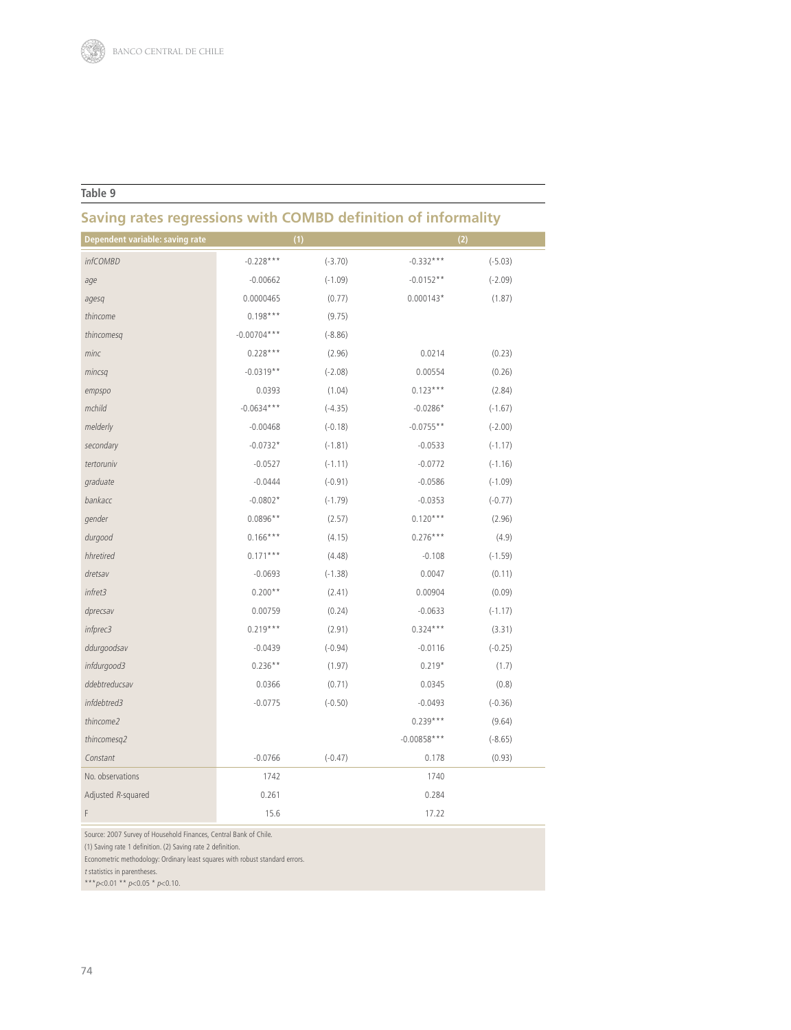**Table 9**

## Saving rates regressions with COMBD definition of informality

| Dependent variable: saving rate | (1) | | (2) | |
|---|---|---|---|---|
| *infCOMBD* | -0.228*** | (-3.70) | -0.332*** | (-5.03) |
| *age* | -0.00662 | (-1.09) | -0.0152** | (-2.09) |
| *agesq* | 0.0000465 | (0.77) | 0.000143* | (1.87) |
| *thincome* | 0.198*** | (9.75) | | |
| *thincomesq* | -0.00704*** | (-8.86) | | |
| *minc* | 0.228*** | (2.96) | 0.0214 | (0.23) |
| *mincsq* | -0.0319** | (-2.08) | 0.00554 | (0.26) |
| *empspo* | 0.0393 | (1.04) | 0.123*** | (2.84) |
| *mchild* | -0.0634*** | (-4.35) | -0.0286* | (-1.67) |
| *melderly* | -0.00468 | (-0.18) | -0.0755** | (-2.00) |
| *secondary* | -0.0732* | (-1.81) | -0.0533 | (-1.17) |
| *tertoruniv* | -0.0527 | (-1.11) | -0.0772 | (-1.16) |
| *graduate* | -0.0444 | (-0.91) | -0.0586 | (-1.09) |
| *bankacc* | -0.0802* | (-1.79) | -0.0353 | (-0.77) |
| *gender* | 0.0896** | (2.57) | 0.120*** | (2.96) |
| *durgood* | 0.166*** | (4.15) | 0.276*** | (4.9) |
| *hhretired* | 0.171*** | (4.48) | -0.108 | (-1.59) |
| *dretsav* | -0.0693 | (-1.38) | 0.0047 | (0.11) |
| *infret3* | 0.200** | (2.41) | 0.00904 | (0.09) |
| *dprecsav* | 0.00759 | (0.24) | -0.0633 | (-1.17) |
| *infprec3* | 0.219*** | (2.91) | 0.324*** | (3.31) |
| *ddurgoodsav* | -0.0439 | (-0.94) | -0.0116 | (-0.25) |
| *infdurgood3* | 0.236** | (1.97) | 0.219* | (1.7) |
| *ddebtreducsav* | 0.0366 | (0.71) | 0.0345 | (0.8) |
| *infdebtred3* | -0.0775 | (-0.50) | -0.0493 | (-0.36) |
| *thincome2* | | | 0.239*** | (9.64) |
| *thincomesq2* | | | -0.00858*** | (-8.65) |
| *Constant* | -0.0766 | (-0.47) | 0.178 | (0.93) |
| No. observations | 1742 | | 1740 | |
| Adjusted $R$-squared | 0.261 | | 0.284 | |
| F | 15.6 | | 17.22 | |

Source: 2007 Survey of Household Finances, Central Bank of Chile.
(1) Saving rate 1 definition. (2) Saving rate 2 definition.
Econometric methodology: Ordinary least squares with robust standard errors.
*t* statistics in parentheses.
*** $p<0.01$ ** $p<0.05$ * $p<0.10$.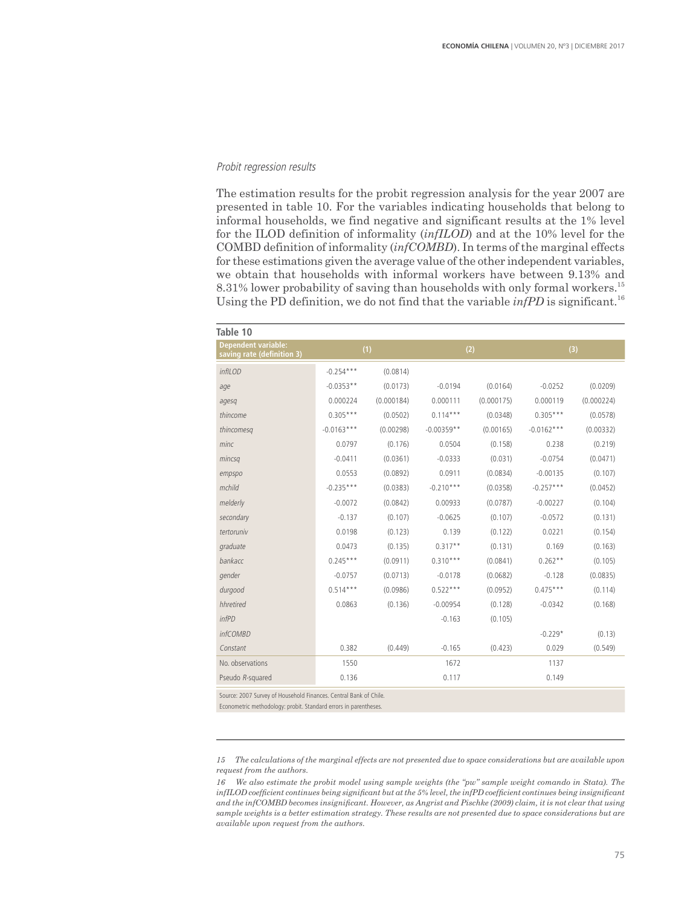*Probit regression results*

The estimation results for the probit regression analysis for the year 2007 are presented in table 10. For the variables indicating households that belong to informal households, we find negative and significant results at the 1% level for the ILOD definition of informality (*infILOD*) and at the 10% level for the COMBD definition of informality (*infCOMBD*). In terms of the marginal effects for these estimations given the average value of the other independent variables, we obtain that households with informal workers have between 9.13% and 8.31% lower probability of saving than households with only formal workers.[15] Using the PD definition, we do not find that the variable *infPD* is significant.[16]

**Table 10**

| Dependent variable: saving rate (definition 3) | (1) | | (2) | | (3) | |
|---|---|---|---|---|---|---|
| *infILOD* | -0.254*** | (0.0814) | | | | |
| *age* | -0.0353** | (0.0173) | -0.0194 | (0.0164) | -0.0252 | (0.0209) |
| *agesq* | 0.000224 | (0.000184) | 0.000111 | (0.000175) | 0.000119 | (0.000224) |
| *thincome* | 0.305*** | (0.0502) | 0.114*** | (0.0348) | 0.305*** | (0.0578) |
| *thincomesq* | -0.0163*** | (0.00298) | -0.00359** | (0.00165) | -0.0162*** | (0.00332) |
| *minc* | 0.0797 | (0.176) | 0.0504 | (0.158) | 0.238 | (0.219) |
| *mincsq* | -0.0411 | (0.0361) | -0.0333 | (0.031) | -0.0754 | (0.0471) |
| *empspo* | 0.0553 | (0.0892) | 0.0911 | (0.0834) | -0.00135 | (0.107) |
| *mchild* | -0.235*** | (0.0383) | -0.210*** | (0.0358) | -0.257*** | (0.0452) |
| *melderly* | -0.0072 | (0.0842) | 0.00933 | (0.0787) | -0.00227 | (0.104) |
| *secondary* | -0.137 | (0.107) | -0.0625 | (0.107) | -0.0572 | (0.131) |
| *tertoruniv* | 0.0198 | (0.123) | 0.139 | (0.122) | 0.0221 | (0.154) |
| *graduate* | 0.0473 | (0.135) | 0.317** | (0.131) | 0.169 | (0.163) |
| *bankacc* | 0.245*** | (0.0911) | 0.310*** | (0.0841) | 0.262** | (0.105) |
| *gender* | -0.0757 | (0.0713) | -0.0178 | (0.0682) | -0.128 | (0.0835) |
| *durgood* | 0.514*** | (0.0986) | 0.522*** | (0.0952) | 0.475*** | (0.114) |
| *hhretired* | 0.0863 | (0.136) | -0.00954 | (0.128) | -0.0342 | (0.168) |
| *infPD* | | | -0.163 | (0.105) | | |
| *infCOMBD* | | | | | -0.229* | (0.13) |
| *Constant* | 0.382 | (0.449) | -0.165 | (0.423) | 0.029 | (0.549) |
| No. observations | 1550 | | 1672 | | 1137 | |
| Pseudo *R*-squared | 0.136 | | 0.117 | | 0.149 | |

Source: 2007 Survey of Household Finances. Central Bank of Chile.
Econometric methodology: probit. Standard errors in parentheses.

---

*15 The calculations of the marginal effects are not presented due to space considerations but are available upon request from the authors.*

*16 We also estimate the probit model using sample weights (the "pw" sample weight comando in Stata). The infILOD coefficient continues being significant but at the 5% level, the infPD coefficient continues being insignificant and the infCOMBD becomes insignificant. However, as Angrist and Pischke (2009) claim, it is not clear that using sample weights is a better estimation strategy. These results are not presented due to space considerations but are available upon request from the authors.*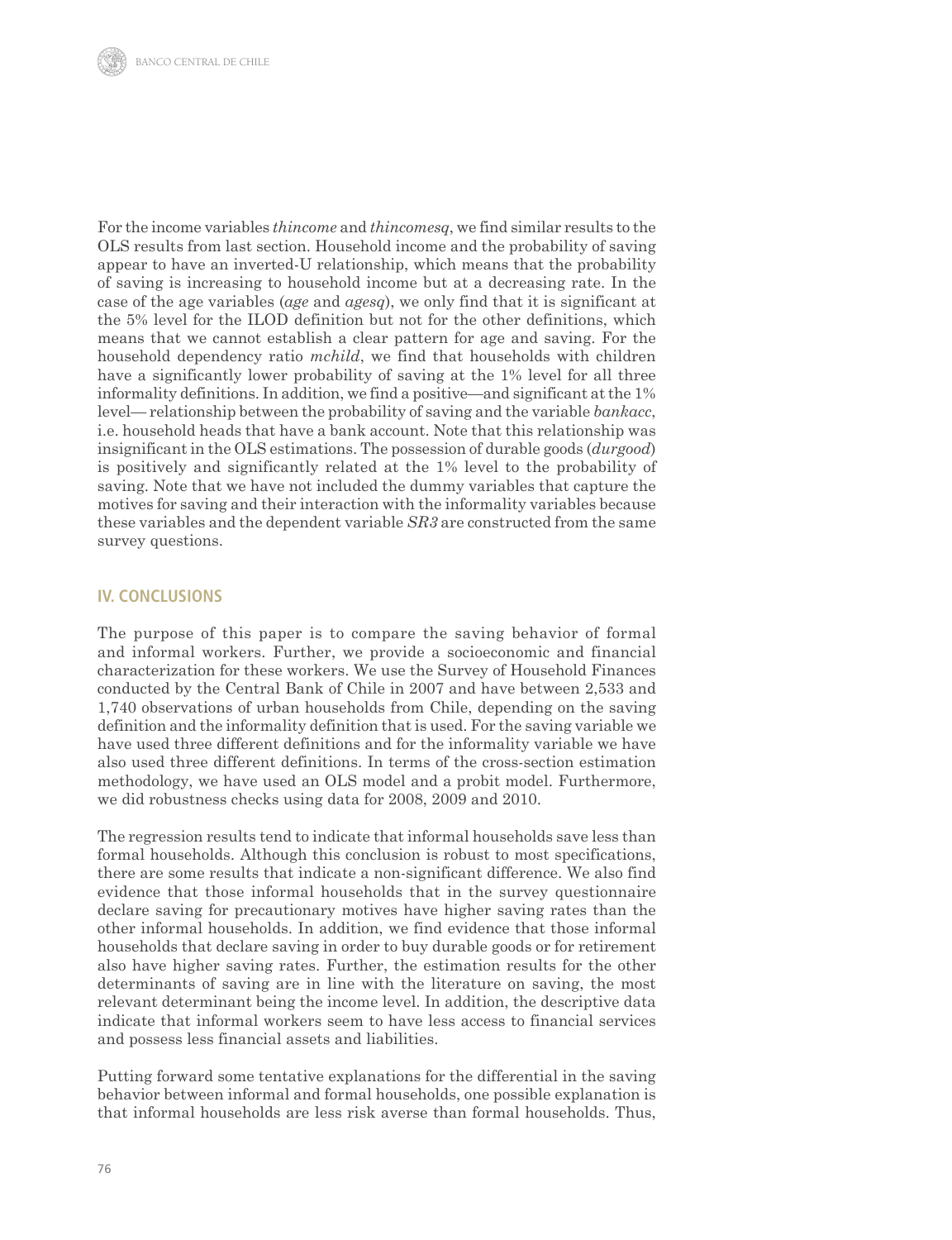For the income variables *thincome* and *thincomesq*, we find similar results to the OLS results from last section. Household income and the probability of saving appear to have an inverted-U relationship, which means that the probability of saving is increasing to household income but at a decreasing rate. In the case of the age variables (*age* and *agesq*), we only find that it is significant at the 5% level for the ILOD definition but not for the other definitions, which means that we cannot establish a clear pattern for age and saving. For the household dependency ratio *mchild*, we find that households with children have a significantly lower probability of saving at the 1% level for all three informality definitions. In addition, we find a positive—and significant at the 1% level— relationship between the probability of saving and the variable *bankacc*, i.e. household heads that have a bank account. Note that this relationship was insignificant in the OLS estimations. The possession of durable goods (*durgood*) is positively and significantly related at the 1% level to the probability of saving. Note that we have not included the dummy variables that capture the motives for saving and their interaction with the informality variables because these variables and the dependent variable *SR3* are constructed from the same survey questions.

## IV. CONCLUSIONS

The purpose of this paper is to compare the saving behavior of formal and informal workers. Further, we provide a socioeconomic and financial characterization for these workers. We use the Survey of Household Finances conducted by the Central Bank of Chile in 2007 and have between 2,533 and 1,740 observations of urban households from Chile, depending on the saving definition and the informality definition that is used. For the saving variable we have used three different definitions and for the informality variable we have also used three different definitions. In terms of the cross-section estimation methodology, we have used an OLS model and a probit model. Furthermore, we did robustness checks using data for 2008, 2009 and 2010.

The regression results tend to indicate that informal households save less than formal households. Although this conclusion is robust to most specifications, there are some results that indicate a non-significant difference. We also find evidence that those informal households that in the survey questionnaire declare saving for precautionary motives have higher saving rates than the other informal households. In addition, we find evidence that those informal households that declare saving in order to buy durable goods or for retirement also have higher saving rates. Further, the estimation results for the other determinants of saving are in line with the literature on saving, the most relevant determinant being the income level. In addition, the descriptive data indicate that informal workers seem to have less access to financial services and possess less financial assets and liabilities.

Putting forward some tentative explanations for the differential in the saving behavior between informal and formal households, one possible explanation is that informal households are less risk averse than formal households. Thus,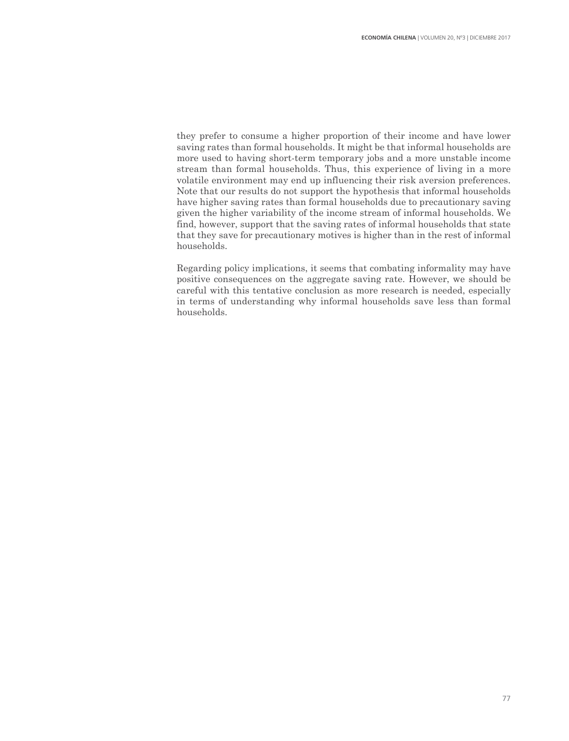they prefer to consume a higher proportion of their income and have lower saving rates than formal households. It might be that informal households are more used to having short-term temporary jobs and a more unstable income stream than formal households. Thus, this experience of living in a more volatile environment may end up influencing their risk aversion preferences. Note that our results do not support the hypothesis that informal households have higher saving rates than formal households due to precautionary saving given the higher variability of the income stream of informal households. We find, however, support that the saving rates of informal households that state that they save for precautionary motives is higher than in the rest of informal households.

Regarding policy implications, it seems that combating informality may have positive consequences on the aggregate saving rate. However, we should be careful with this tentative conclusion as more research is needed, especially in terms of understanding why informal households save less than formal households.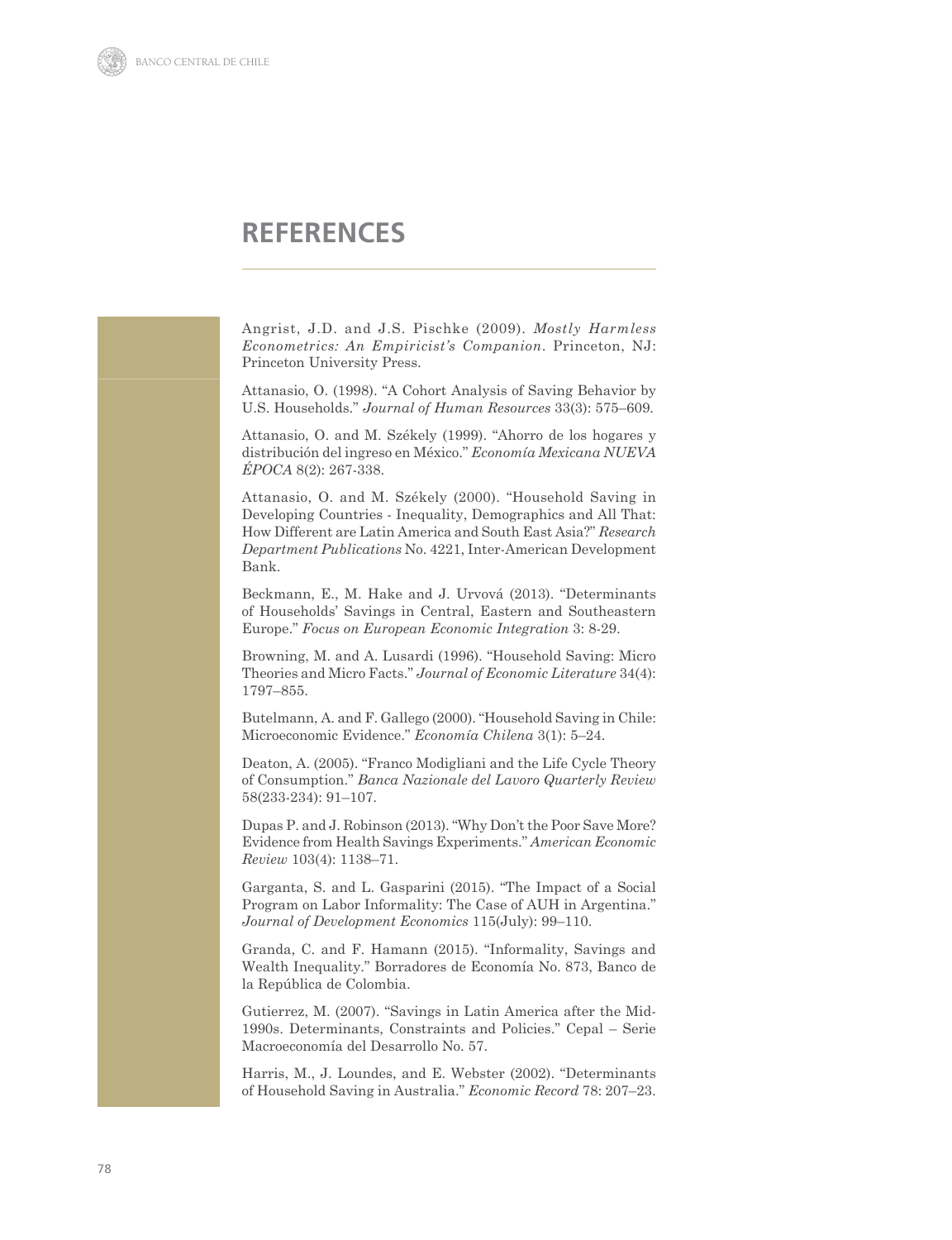# REFERENCES

Angrist, J.D. and J.S. Pischke (2009). *Mostly Harmless Econometrics: An Empiricist's Companion*. Princeton, NJ: Princeton University Press.

Attanasio, O. (1998). "A Cohort Analysis of Saving Behavior by U.S. Households." *Journal of Human Resources* 33(3): 575–609.

Attanasio, O. and M. Székely (1999). "Ahorro de los hogares y distribución del ingreso en México." *Economía Mexicana NUEVA ÉPOCA* 8(2): 267-338.

Attanasio, O. and M. Székely (2000). "Household Saving in Developing Countries - Inequality, Demographics and All That: How Different are Latin America and South East Asia?" *Research Department Publications* No. 4221, Inter-American Development Bank.

Beckmann, E., M. Hake and J. Urvová (2013). "Determinants of Households' Savings in Central, Eastern and Southeastern Europe." *Focus on European Economic Integration* 3: 8-29.

Browning, M. and A. Lusardi (1996). "Household Saving: Micro Theories and Micro Facts." *Journal of Economic Literature* 34(4): 1797–855.

Butelmann, A. and F. Gallego (2000). "Household Saving in Chile: Microeconomic Evidence." *Economía Chilena* 3(1): 5–24.

Deaton, A. (2005). "Franco Modigliani and the Life Cycle Theory of Consumption." *Banca Nazionale del Lavoro Quarterly Review* 58(233-234): 91–107.

Dupas P. and J. Robinson (2013). "Why Don't the Poor Save More? Evidence from Health Savings Experiments." *American Economic Review* 103(4): 1138–71.

Garganta, S. and L. Gasparini (2015). "The Impact of a Social Program on Labor Informality: The Case of AUH in Argentina." *Journal of Development Economics* 115(July): 99–110.

Granda, C. and F. Hamann (2015). "Informality, Savings and Wealth Inequality." Borradores de Economía No. 873, Banco de la República de Colombia.

Gutierrez, M. (2007). "Savings in Latin America after the Mid-1990s. Determinants, Constraints and Policies." Cepal – Serie Macroeconomía del Desarrollo No. 57.

Harris, M., J. Loundes, and E. Webster (2002). "Determinants of Household Saving in Australia." *Economic Record* 78: 207–23.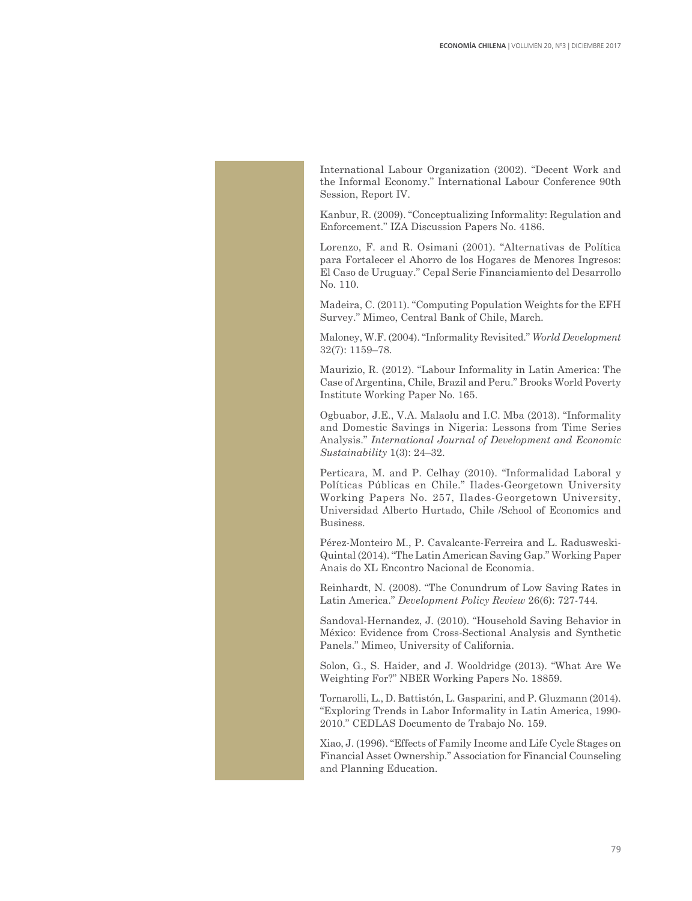International Labour Organization (2002). "Decent Work and the Informal Economy." International Labour Conference 90th Session, Report IV.

Kanbur, R. (2009). "Conceptualizing Informality: Regulation and Enforcement." IZA Discussion Papers No. 4186.

Lorenzo, F. and R. Osimani (2001). "Alternativas de Política para Fortalecer el Ahorro de los Hogares de Menores Ingresos: El Caso de Uruguay." Cepal Serie Financiamiento del Desarrollo No. 110.

Madeira, C. (2011). "Computing Population Weights for the EFH Survey." Mimeo, Central Bank of Chile, March.

Maloney, W.F. (2004). "Informality Revisited." *World Development* 32(7): 1159–78.

Maurizio, R. (2012). "Labour Informality in Latin America: The Case of Argentina, Chile, Brazil and Peru." Brooks World Poverty Institute Working Paper No. 165.

Ogbuabor, J.E., V.A. Malaolu and I.C. Mba (2013). "Informality and Domestic Savings in Nigeria: Lessons from Time Series Analysis." *International Journal of Development and Economic Sustainability* 1(3): 24–32.

Perticara, M. and P. Celhay (2010). "Informalidad Laboral y Políticas Públicas en Chile." Ilades-Georgetown University Working Papers No. 257, Ilades-Georgetown University, Universidad Alberto Hurtado, Chile /School of Economics and Business.

Pérez-Monteiro M., P. Cavalcante-Ferreira and L. Radusweski-Quintal (2014). "The Latin American Saving Gap." Working Paper Anais do XL Encontro Nacional de Economia.

Reinhardt, N. (2008). "The Conundrum of Low Saving Rates in Latin America." *Development Policy Review* 26(6): 727-744.

Sandoval-Hernandez, J. (2010). "Household Saving Behavior in México: Evidence from Cross-Sectional Analysis and Synthetic Panels." Mimeo, University of California.

Solon, G., S. Haider, and J. Wooldridge (2013). "What Are We Weighting For?" NBER Working Papers No. 18859.

Tornarolli, L., D. Battistón, L. Gasparini, and P. Gluzmann (2014). "Exploring Trends in Labor Informality in Latin America, 1990-2010." CEDLAS Documento de Trabajo No. 159.

Xiao, J. (1996). "Effects of Family Income and Life Cycle Stages on Financial Asset Ownership." Association for Financial Counseling and Planning Education.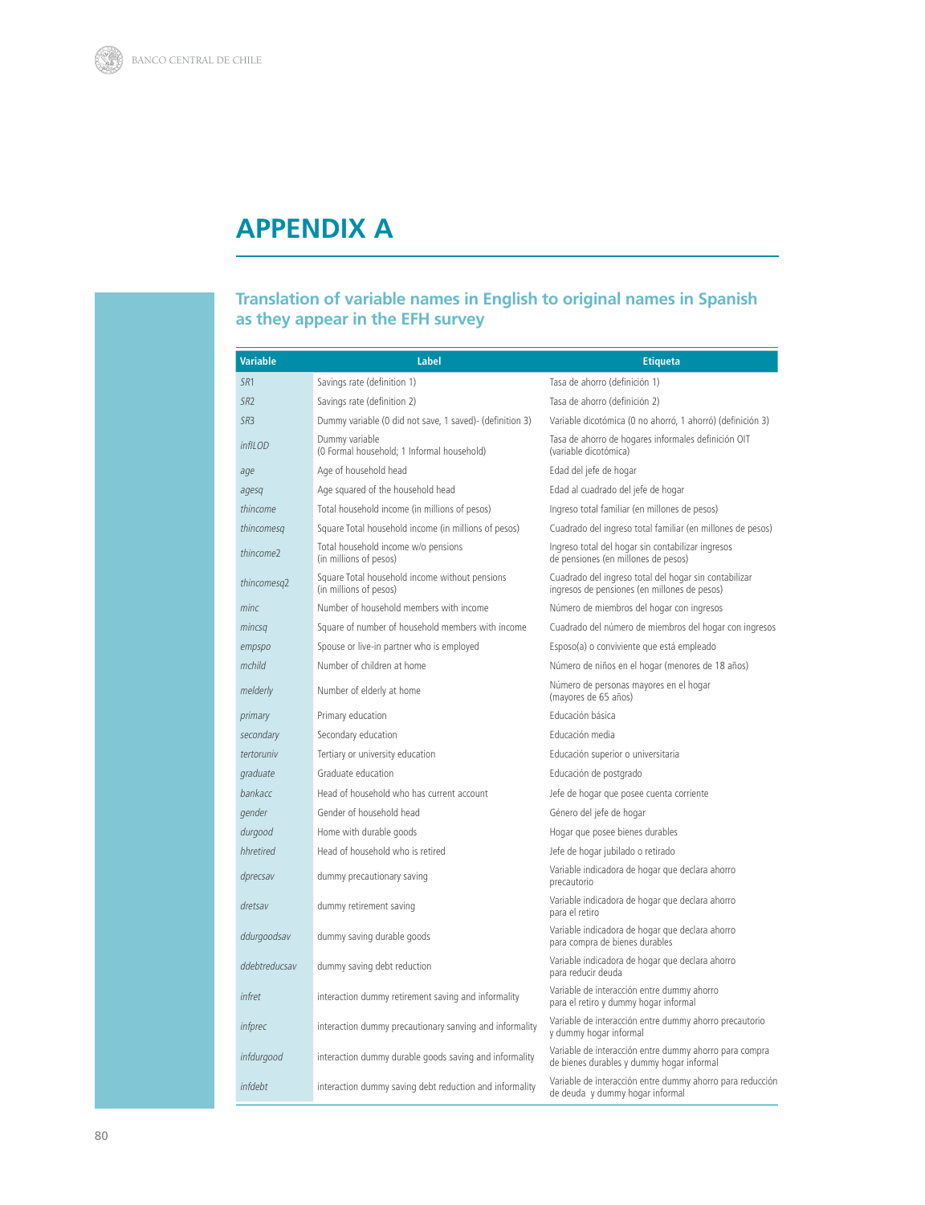# APPENDIX A

## Translation of variable names in English to original names in Spanish as they appear in the EFH survey

| Variable | Label | Etiqueta |
|---|---|---|
| *SR1* | Savings rate (definition 1) | Tasa de ahorro (definición 1) |
| *SR2* | Savings rate (definition 2) | Tasa de ahorro (definición 2) |
| *SR3* | Dummy variable (0 did not save, 1 saved)- (definition 3) | Variable dicotómica (0 no ahorró, 1 ahorró) (definición 3) |
| *inflLOD* | Dummy variable (0 Formal household; 1 Informal household) | Tasa de ahorro de hogares informales definición OIT (variable dicotómica) |
| *age* | Age of household head | Edad del jefe de hogar |
| *agesq* | Age squared of the household head | Edad al cuadrado del jefe de hogar |
| *thincome* | Total household income (in millions of pesos) | Ingreso total familiar (en millones de pesos) |
| *thincomesq* | Square Total household income (in millions of pesos) | Cuadrado del ingreso total familiar (en millones de pesos) |
| *thincome2* | Total household income w/o pensions (in millions of pesos) | Ingreso total del hogar sin contabilizar ingresos de pensiones (en millones de pesos) |
| *thincomesq2* | Square Total household income without pensions (in millions of pesos) | Cuadrado del ingreso total del hogar sin contabilizar ingresos de pensiones (en millones de pesos) |
| *minc* | Number of household members with income | Número de miembros del hogar con ingresos |
| *mincsq* | Square of number of household members with income | Cuadrado del número de miembros del hogar con ingresos |
| *empspo* | Spouse or live-in partner who is employed | Esposo(a) o conviviente que está empleado |
| *mchild* | Number of children at home | Número de niños en el hogar (menores de 18 años) |
| *melderly* | Number of elderly at home | Número de personas mayores en el hogar (mayores de 65 años) |
| *primary* | Primary education | Educación básica |
| *secondary* | Secondary education | Educación media |
| *tertoruniv* | Tertiary or university education | Educación superior o universitaria |
| *graduate* | Graduate education | Educación de postgrado |
| *bankacc* | Head of household who has current account | Jefe de hogar que posee cuenta corriente |
| *gender* | Gender of household head | Género del jefe de hogar |
| *durgood* | Home with durable goods | Hogar que posee bienes durables |
| *hhretired* | Head of household who is retired | Jefe de hogar jubilado o retirado |
| *dprecsav* | dummy precautionary saving | Variable indicadora de hogar que declara ahorro precautorio |
| *dretsav* | dummy retirement saving | Variable indicadora de hogar que declara ahorro para el retiro |
| *ddurgoodsav* | dummy saving durable goods | Variable indicadora de hogar que declara ahorro para compra de bienes durables |
| *ddebtreducsav* | dummy saving debt reduction | Variable indicadora de hogar que declara ahorro para reducir deuda |
| *infret* | interaction dummy retirement saving and informality | Variable de interacción entre dummy ahorro para el retiro y dummy hogar informal |
| *infprec* | interaction dummy precautionary sanving and informality | Variable de interacción entre dummy ahorro precautorio y dummy hogar informal |
| *infdurgood* | interaction dummy durable goods saving and informality | Variable de interacción entre dummy ahorro para compra de bienes durables y dummy hogar informal |
| *infdebt* | interaction dummy saving debt reduction and informality | Variable de interacción entre dummy ahorro para reducción de deuda y dummy hogar informal |